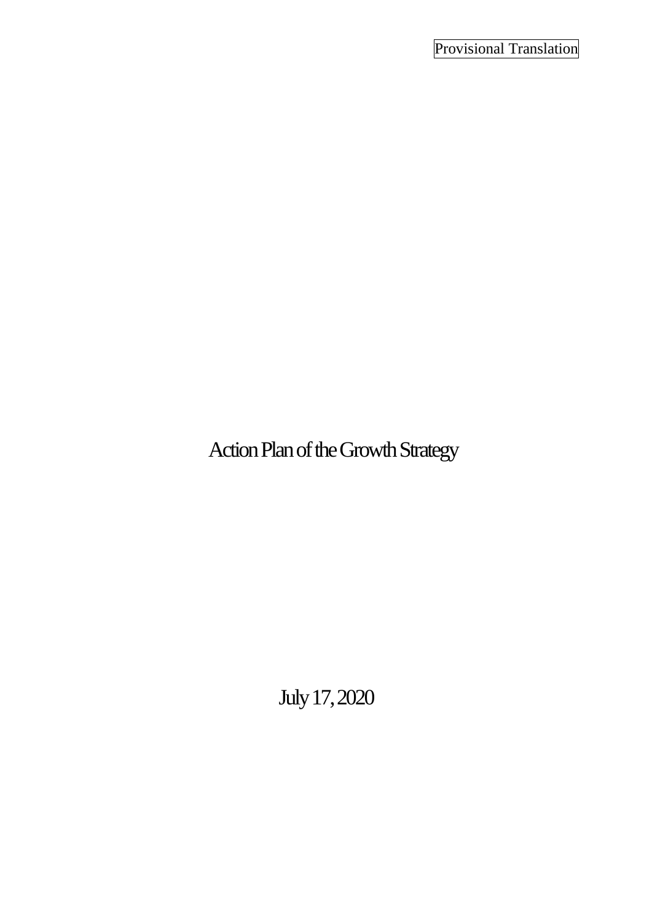Provisional Translation

# Action Plan of the Growth Strategy

July 17, 2020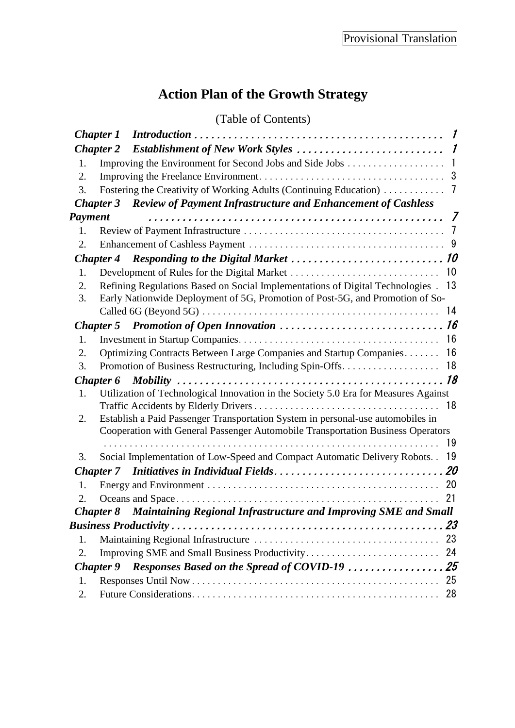Provisional Translation

# Action Plan of the Growth Strategy

(Table of Contents)

***Chapter 1 Introduction*** . . . . . . . . . . 1

***Chapter 2 Establishment of New Work Styles*** . . . . . . . . . . 1

1. Improving the Environment for Second Jobs and Side Jobs . . . . . . . . . . 1
2. Improving the Freelance Environment . . . . . . . . . . 3
3. Fostering the Creativity of Working Adults (Continuing Education) . . . . . . . . . . 7

***Chapter 3 Review of Payment Infrastructure and Enhancement of Cashless Payment*** . . . . . . . . . . 7

1. Review of Payment Infrastructure . . . . . . . . . . 7
2. Enhancement of Cashless Payment . . . . . . . . . . 9

***Chapter 4 Responding to the Digital Market*** . . . . . . . . . . 10

1. Development of Rules for the Digital Market . . . . . . . . . . 10
2. Refining Regulations Based on Social Implementations of Digital Technologies . 13
3. Early Nationwide Deployment of 5G, Promotion of Post-5G, and Promotion of So-Called 6G (Beyond 5G) . . . . . . . . . . 14

***Chapter 5 Promotion of Open Innovation*** . . . . . . . . . . 16

1. Investment in Startup Companies . . . . . . . . . . 16
2. Optimizing Contracts Between Large Companies and Startup Companies . . . . . . . 16
3. Promotion of Business Restructuring, Including Spin-Offs . . . . . . . . . . 18

***Chapter 6 Mobility*** . . . . . . . . . . 18

1. Utilization of Technological Innovation in the Society 5.0 Era for Measures Against Traffic Accidents by Elderly Drivers . . . . . . . . . . 18
2. Establish a Paid Passenger Transportation System in personal-use automobiles in Cooperation with General Passenger Automobile Transportation Business Operators . . . . . . . . . . 19
3. Social Implementation of Low-Speed and Compact Automatic Delivery Robots . . 19

***Chapter 7 Initiatives in Individual Fields*** . . . . . . . . . . 20

1. Energy and Environment . . . . . . . . . . 20
2. Oceans and Space . . . . . . . . . . 21

***Chapter 8 Maintaining Regional Infrastructure and Improving SME and Small Business Productivity*** . . . . . . . . . . 23

1. Maintaining Regional Infrastructure . . . . . . . . . . 23
2. Improving SME and Small Business Productivity . . . . . . . . . . 24

***Chapter 9 Responses Based on the Spread of COVID-19*** . . . . . . . . . . 25

1. Responses Until Now . . . . . . . . . . 25
2. Future Considerations . . . . . . . . . . 28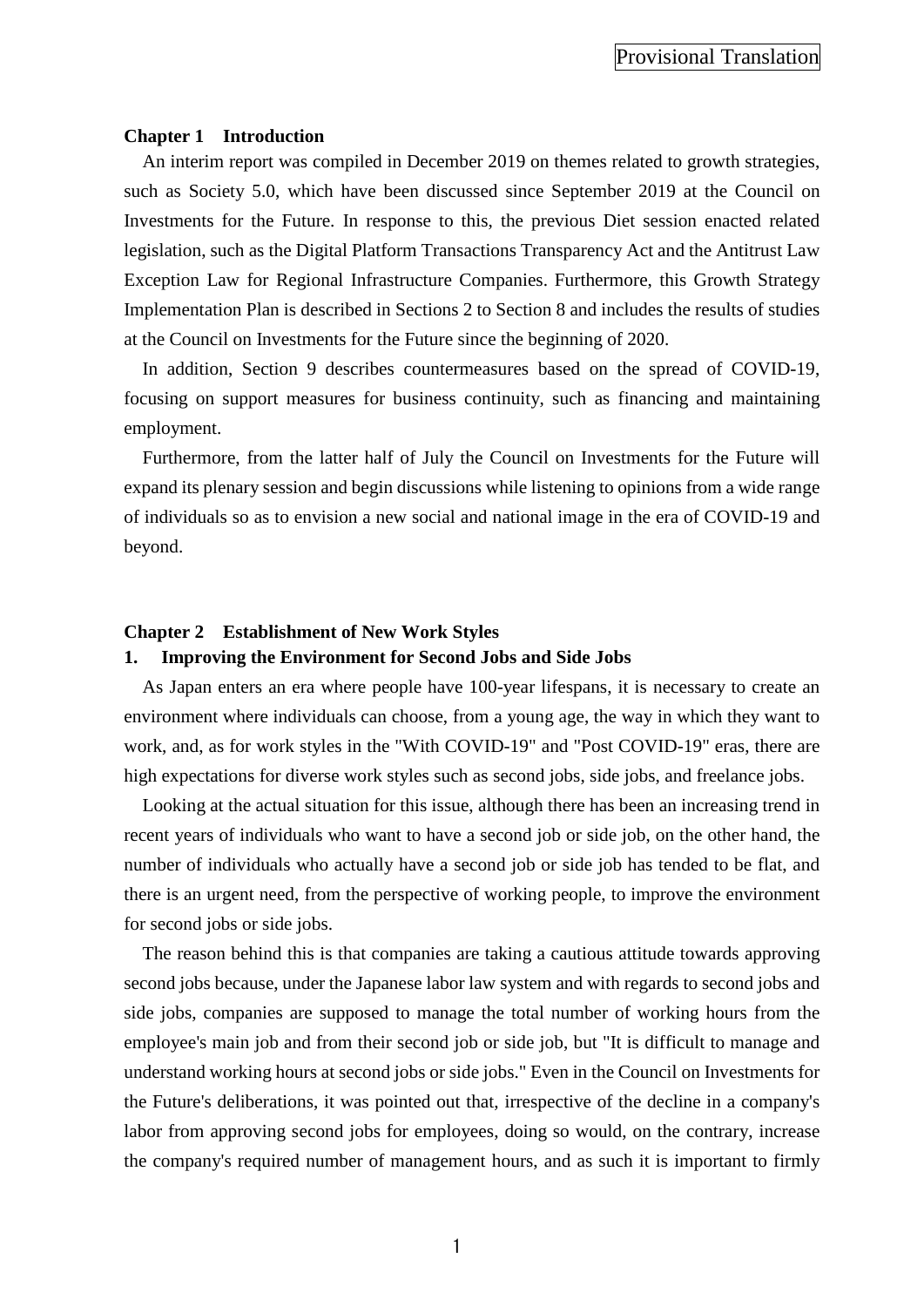## Chapter 1 Introduction

An interim report was compiled in December 2019 on themes related to growth strategies, such as Society 5.0, which have been discussed since September 2019 at the Council on Investments for the Future. In response to this, the previous Diet session enacted related legislation, such as the Digital Platform Transactions Transparency Act and the Antitrust Law Exception Law for Regional Infrastructure Companies. Furthermore, this Growth Strategy Implementation Plan is described in Sections 2 to Section 8 and includes the results of studies at the Council on Investments for the Future since the beginning of 2020.

In addition, Section 9 describes countermeasures based on the spread of COVID-19, focusing on support measures for business continuity, such as financing and maintaining employment.

Furthermore, from the latter half of July the Council on Investments for the Future will expand its plenary session and begin discussions while listening to opinions from a wide range of individuals so as to envision a new social and national image in the era of COVID-19 and beyond.

## Chapter 2 Establishment of New Work Styles

### 1. Improving the Environment for Second Jobs and Side Jobs

As Japan enters an era where people have 100-year lifespans, it is necessary to create an environment where individuals can choose, from a young age, the way in which they want to work, and, as for work styles in the "With COVID-19" and "Post COVID-19" eras, there are high expectations for diverse work styles such as second jobs, side jobs, and freelance jobs.

Looking at the actual situation for this issue, although there has been an increasing trend in recent years of individuals who want to have a second job or side job, on the other hand, the number of individuals who actually have a second job or side job has tended to be flat, and there is an urgent need, from the perspective of working people, to improve the environment for second jobs or side jobs.

The reason behind this is that companies are taking a cautious attitude towards approving second jobs because, under the Japanese labor law system and with regards to second jobs and side jobs, companies are supposed to manage the total number of working hours from the employee's main job and from their second job or side job, but "It is difficult to manage and understand working hours at second jobs or side jobs." Even in the Council on Investments for the Future's deliberations, it was pointed out that, irrespective of the decline in a company's labor from approving second jobs for employees, doing so would, on the contrary, increase the company's required number of management hours, and as such it is important to firmly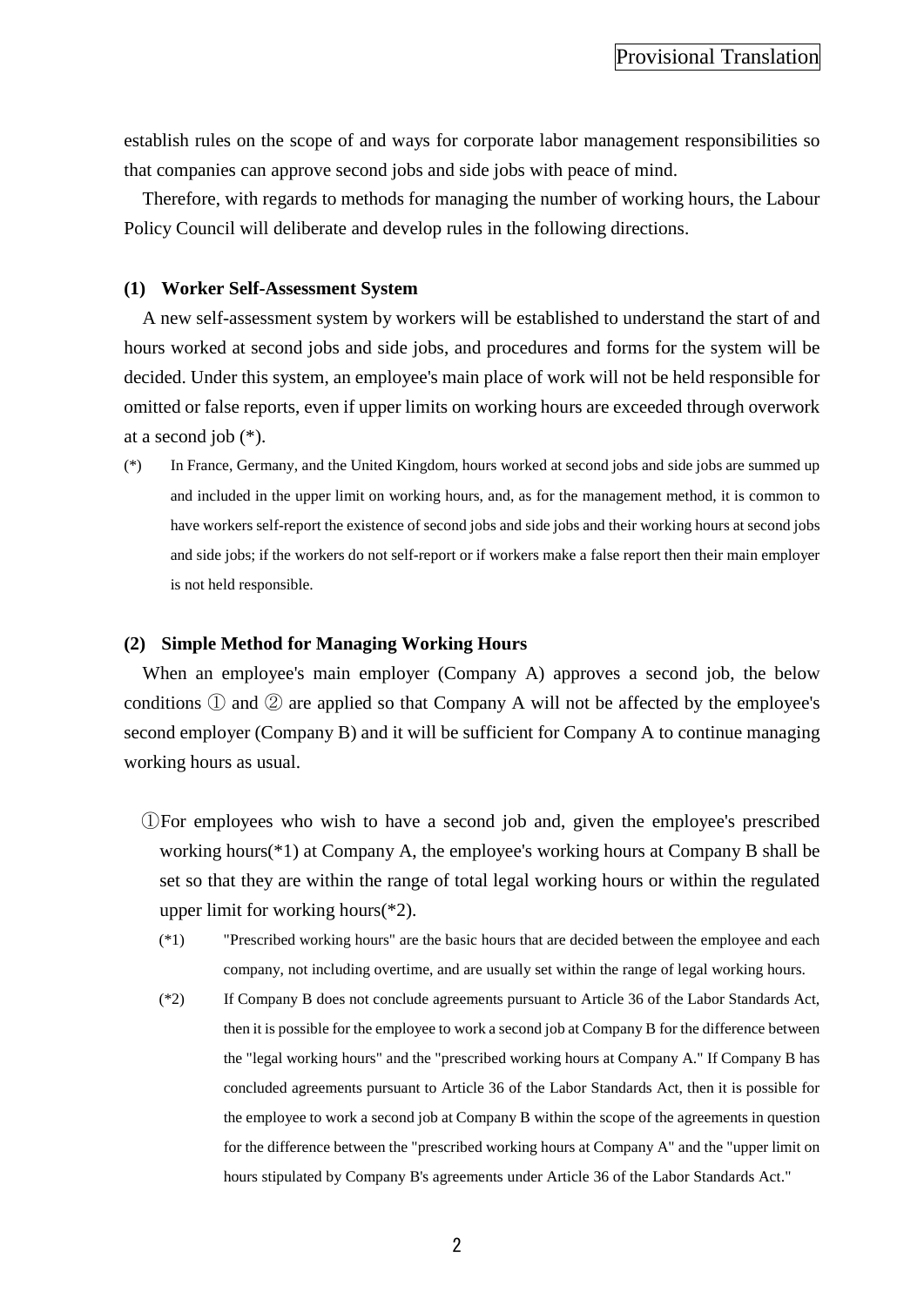establish rules on the scope of and ways for corporate labor management responsibilities so that companies can approve second jobs and side jobs with peace of mind.

Therefore, with regards to methods for managing the number of working hours, the Labour Policy Council will deliberate and develop rules in the following directions.

#### (1) Worker Self-Assessment System

A new self-assessment system by workers will be established to understand the start of and hours worked at second jobs and side jobs, and procedures and forms for the system will be decided. Under this system, an employee's main place of work will not be held responsible for omitted or false reports, even if upper limits on working hours are exceeded through overwork at a second job (*).

(*) In France, Germany, and the United Kingdom, hours worked at second jobs and side jobs are summed up and included in the upper limit on working hours, and, as for the management method, it is common to have workers self-report the existence of second jobs and side jobs and their working hours at second jobs and side jobs; if the workers do not self-report or if workers make a false report then their main employer is not held responsible.

#### (2) Simple Method for Managing Working Hours

When an employee's main employer (Company A) approves a second job, the below conditions ① and ② are applied so that Company A will not be affected by the employee's second employer (Company B) and it will be sufficient for Company A to continue managing working hours as usual.

①For employees who wish to have a second job and, given the employee's prescribed working hours(*1) at Company A, the employee's working hours at Company B shall be set so that they are within the range of total legal working hours or within the regulated upper limit for working hours(*2).

(*1) "Prescribed working hours" are the basic hours that are decided between the employee and each company, not including overtime, and are usually set within the range of legal working hours.

(*2) If Company B does not conclude agreements pursuant to Article 36 of the Labor Standards Act, then it is possible for the employee to work a second job at Company B for the difference between the "legal working hours" and the "prescribed working hours at Company A." If Company B has concluded agreements pursuant to Article 36 of the Labor Standards Act, then it is possible for the employee to work a second job at Company B within the scope of the agreements in question for the difference between the "prescribed working hours at Company A" and the "upper limit on hours stipulated by Company B's agreements under Article 36 of the Labor Standards Act."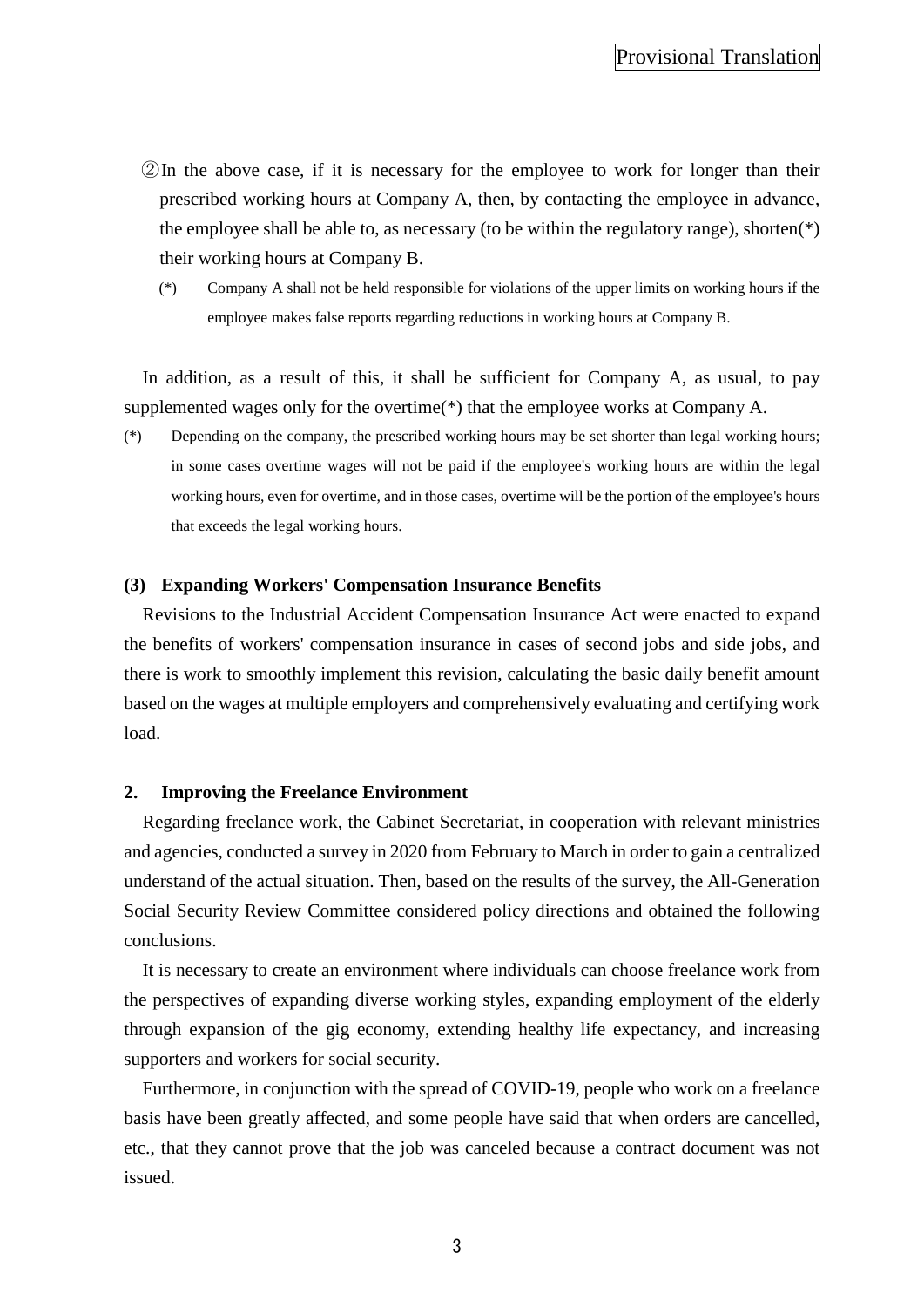②In the above case, if it is necessary for the employee to work for longer than their prescribed working hours at Company A, then, by contacting the employee in advance, the employee shall be able to, as necessary (to be within the regulatory range), shorten(*) their working hours at Company B.

(*) Company A shall not be held responsible for violations of the upper limits on working hours if the employee makes false reports regarding reductions in working hours at Company B.

In addition, as a result of this, it shall be sufficient for Company A, as usual, to pay supplemented wages only for the overtime(*) that the employee works at Company A.

(*) Depending on the company, the prescribed working hours may be set shorter than legal working hours; in some cases overtime wages will not be paid if the employee's working hours are within the legal working hours, even for overtime, and in those cases, overtime will be the portion of the employee's hours that exceeds the legal working hours.

### (3) Expanding Workers' Compensation Insurance Benefits

Revisions to the Industrial Accident Compensation Insurance Act were enacted to expand the benefits of workers' compensation insurance in cases of second jobs and side jobs, and there is work to smoothly implement this revision, calculating the basic daily benefit amount based on the wages at multiple employers and comprehensively evaluating and certifying work load.

## 2. Improving the Freelance Environment

Regarding freelance work, the Cabinet Secretariat, in cooperation with relevant ministries and agencies, conducted a survey in 2020 from February to March in order to gain a centralized understand of the actual situation. Then, based on the results of the survey, the All-Generation Social Security Review Committee considered policy directions and obtained the following conclusions.

It is necessary to create an environment where individuals can choose freelance work from the perspectives of expanding diverse working styles, expanding employment of the elderly through expansion of the gig economy, extending healthy life expectancy, and increasing supporters and workers for social security.

Furthermore, in conjunction with the spread of COVID-19, people who work on a freelance basis have been greatly affected, and some people have said that when orders are cancelled, etc., that they cannot prove that the job was canceled because a contract document was not issued.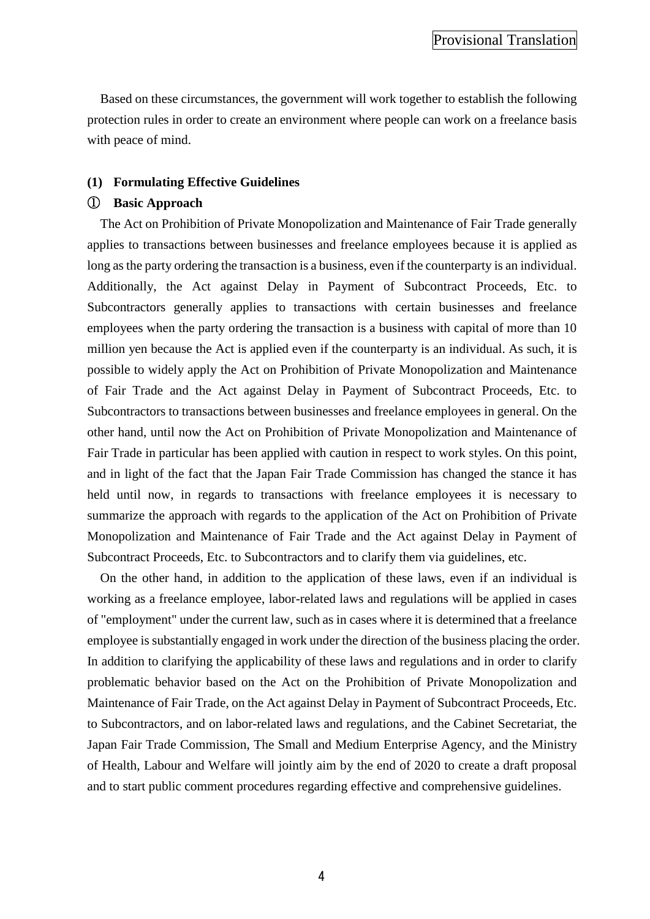Based on these circumstances, the government will work together to establish the following protection rules in order to create an environment where people can work on a freelance basis with peace of mind.

### (1) Formulating Effective Guidelines

#### ① Basic Approach

The Act on Prohibition of Private Monopolization and Maintenance of Fair Trade generally applies to transactions between businesses and freelance employees because it is applied as long as the party ordering the transaction is a business, even if the counterparty is an individual. Additionally, the Act against Delay in Payment of Subcontract Proceeds, Etc. to Subcontractors generally applies to transactions with certain businesses and freelance employees when the party ordering the transaction is a business with capital of more than 10 million yen because the Act is applied even if the counterparty is an individual. As such, it is possible to widely apply the Act on Prohibition of Private Monopolization and Maintenance of Fair Trade and the Act against Delay in Payment of Subcontract Proceeds, Etc. to Subcontractors to transactions between businesses and freelance employees in general. On the other hand, until now the Act on Prohibition of Private Monopolization and Maintenance of Fair Trade in particular has been applied with caution in respect to work styles. On this point, and in light of the fact that the Japan Fair Trade Commission has changed the stance it has held until now, in regards to transactions with freelance employees it is necessary to summarize the approach with regards to the application of the Act on Prohibition of Private Monopolization and Maintenance of Fair Trade and the Act against Delay in Payment of Subcontract Proceeds, Etc. to Subcontractors and to clarify them via guidelines, etc.

On the other hand, in addition to the application of these laws, even if an individual is working as a freelance employee, labor-related laws and regulations will be applied in cases of "employment" under the current law, such as in cases where it is determined that a freelance employee is substantially engaged in work under the direction of the business placing the order. In addition to clarifying the applicability of these laws and regulations and in order to clarify problematic behavior based on the Act on the Prohibition of Private Monopolization and Maintenance of Fair Trade, on the Act against Delay in Payment of Subcontract Proceeds, Etc. to Subcontractors, and on labor-related laws and regulations, and the Cabinet Secretariat, the Japan Fair Trade Commission, The Small and Medium Enterprise Agency, and the Ministry of Health, Labour and Welfare will jointly aim by the end of 2020 to create a draft proposal and to start public comment procedures regarding effective and comprehensive guidelines.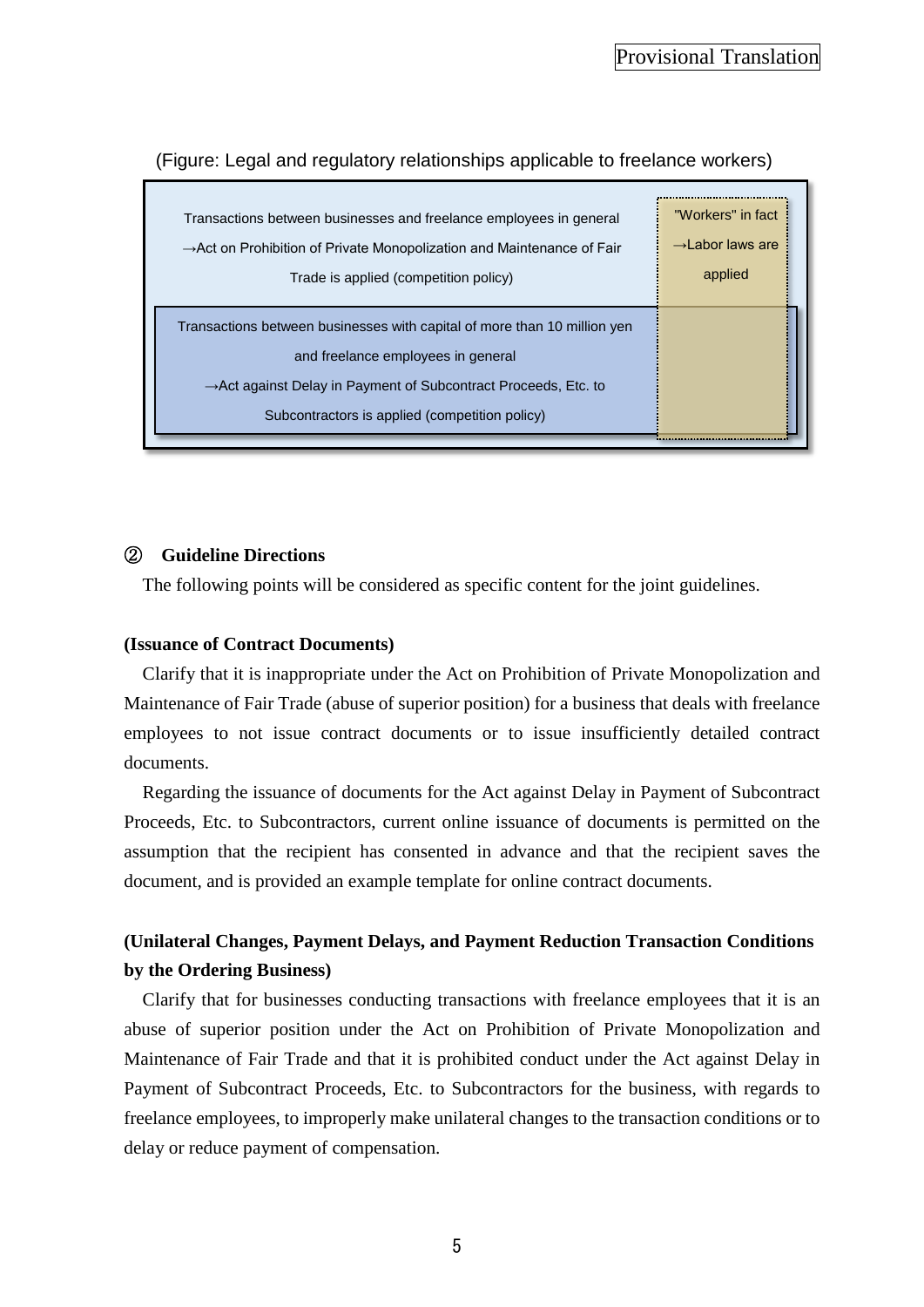(Figure: Legal and regulatory relationships applicable to freelance workers)

Transactions between businesses and freelance employees in general
→Act on Prohibition of Private Monopolization and Maintenance of Fair Trade is applied (competition policy)

Transactions between businesses with capital of more than 10 million yen and freelance employees in general
→Act against Delay in Payment of Subcontract Proceeds, Etc. to Subcontractors is applied (competition policy)

"Workers" in fact
→Labor laws are applied

② **Guideline Directions**

The following points will be considered as specific content for the joint guidelines.

**(Issuance of Contract Documents)**

Clarify that it is inappropriate under the Act on Prohibition of Private Monopolization and Maintenance of Fair Trade (abuse of superior position) for a business that deals with freelance employees to not issue contract documents or to issue insufficiently detailed contract documents.

Regarding the issuance of documents for the Act against Delay in Payment of Subcontract Proceeds, Etc. to Subcontractors, current online issuance of documents is permitted on the assumption that the recipient has consented in advance and that the recipient saves the document, and is provided an example template for online contract documents.

**(Unilateral Changes, Payment Delays, and Payment Reduction Transaction Conditions by the Ordering Business)**

Clarify that for businesses conducting transactions with freelance employees that it is an abuse of superior position under the Act on Prohibition of Private Monopolization and Maintenance of Fair Trade and that it is prohibited conduct under the Act against Delay in Payment of Subcontract Proceeds, Etc. to Subcontractors for the business, with regards to freelance employees, to improperly make unilateral changes to the transaction conditions or to delay or reduce payment of compensation.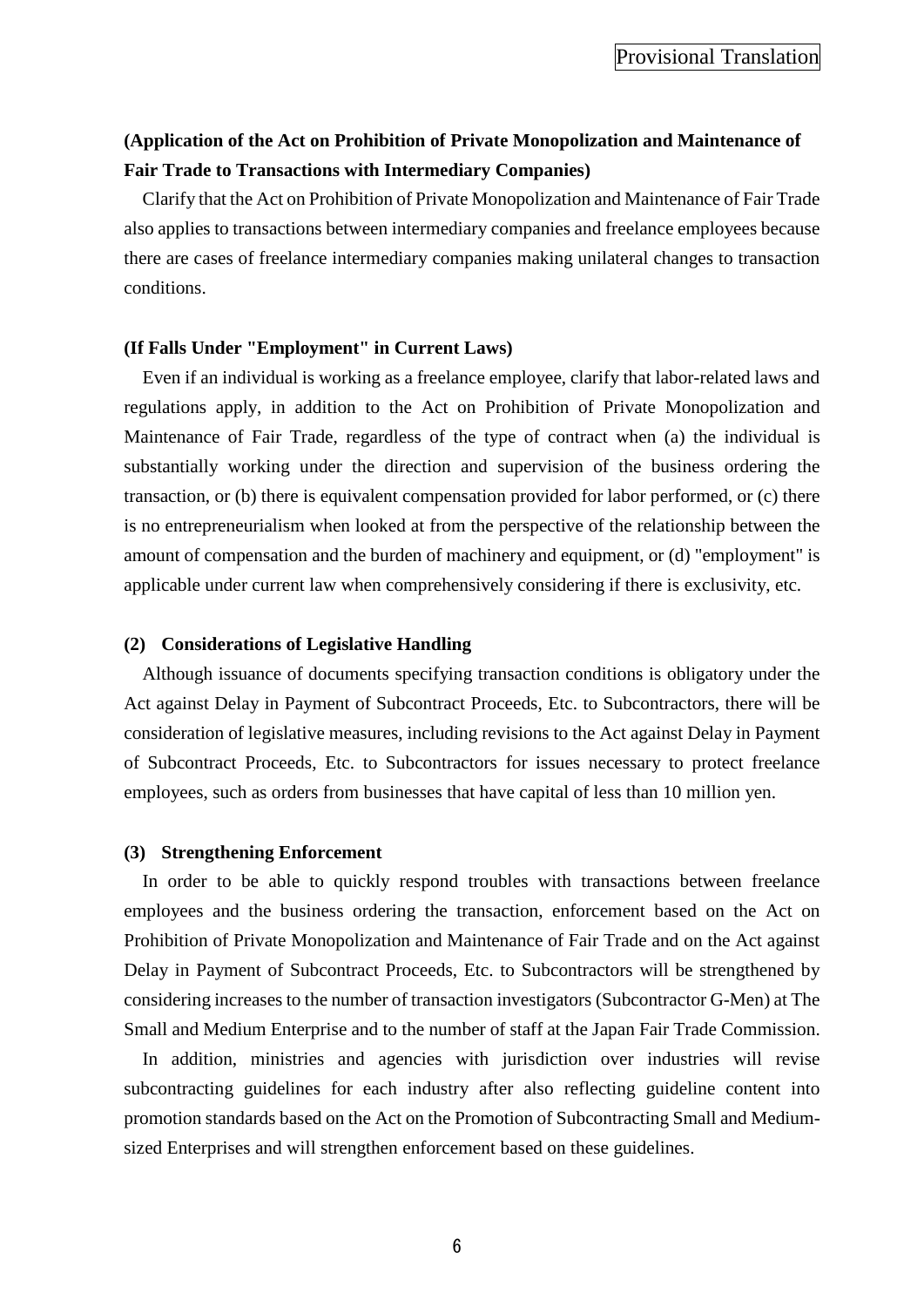**(Application of the Act on Prohibition of Private Monopolization and Maintenance of Fair Trade to Transactions with Intermediary Companies)**

Clarify that the Act on Prohibition of Private Monopolization and Maintenance of Fair Trade also applies to transactions between intermediary companies and freelance employees because there are cases of freelance intermediary companies making unilateral changes to transaction conditions.

**(If Falls Under "Employment" in Current Laws)**

Even if an individual is working as a freelance employee, clarify that labor-related laws and regulations apply, in addition to the Act on Prohibition of Private Monopolization and Maintenance of Fair Trade, regardless of the type of contract when (a) the individual is substantially working under the direction and supervision of the business ordering the transaction, or (b) there is equivalent compensation provided for labor performed, or (c) there is no entrepreneurialism when looked at from the perspective of the relationship between the amount of compensation and the burden of machinery and equipment, or (d) "employment" is applicable under current law when comprehensively considering if there is exclusivity, etc.

**(2) Considerations of Legislative Handling**

Although issuance of documents specifying transaction conditions is obligatory under the Act against Delay in Payment of Subcontract Proceeds, Etc. to Subcontractors, there will be consideration of legislative measures, including revisions to the Act against Delay in Payment of Subcontract Proceeds, Etc. to Subcontractors for issues necessary to protect freelance employees, such as orders from businesses that have capital of less than 10 million yen.

**(3) Strengthening Enforcement**

In order to be able to quickly respond troubles with transactions between freelance employees and the business ordering the transaction, enforcement based on the Act on Prohibition of Private Monopolization and Maintenance of Fair Trade and on the Act against Delay in Payment of Subcontract Proceeds, Etc. to Subcontractors will be strengthened by considering increases to the number of transaction investigators (Subcontractor G-Men) at The Small and Medium Enterprise and to the number of staff at the Japan Fair Trade Commission.

In addition, ministries and agencies with jurisdiction over industries will revise subcontracting guidelines for each industry after also reflecting guideline content into promotion standards based on the Act on the Promotion of Subcontracting Small and Medium-sized Enterprises and will strengthen enforcement based on these guidelines.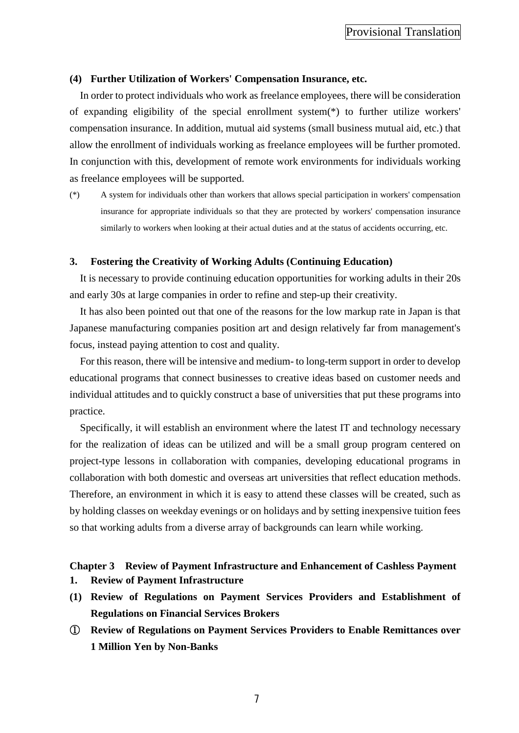### (4) Further Utilization of Workers' Compensation Insurance, etc.

In order to protect individuals who work as freelance employees, there will be consideration of expanding eligibility of the special enrollment system(*) to further utilize workers' compensation insurance. In addition, mutual aid systems (small business mutual aid, etc.) that allow the enrollment of individuals working as freelance employees will be further promoted. In conjunction with this, development of remote work environments for individuals working as freelance employees will be supported.

(*) A system for individuals other than workers that allows special participation in workers' compensation insurance for appropriate individuals so that they are protected by workers' compensation insurance similarly to workers when looking at their actual duties and at the status of accidents occurring, etc.

## 3. Fostering the Creativity of Working Adults (Continuing Education)

It is necessary to provide continuing education opportunities for working adults in their 20s and early 30s at large companies in order to refine and step-up their creativity.

It has also been pointed out that one of the reasons for the low markup rate in Japan is that Japanese manufacturing companies position art and design relatively far from management's focus, instead paying attention to cost and quality.

For this reason, there will be intensive and medium- to long-term support in order to develop educational programs that connect businesses to creative ideas based on customer needs and individual attitudes and to quickly construct a base of universities that put these programs into practice.

Specifically, it will establish an environment where the latest IT and technology necessary for the realization of ideas can be utilized and will be a small group program centered on project-type lessons in collaboration with companies, developing educational programs in collaboration with both domestic and overseas art universities that reflect education methods. Therefore, an environment in which it is easy to attend these classes will be created, such as by holding classes on weekday evenings or on holidays and by setting inexpensive tuition fees so that working adults from a diverse array of backgrounds can learn while working.

# Chapter 3 Review of Payment Infrastructure and Enhancement of Cashless Payment

## 1. Review of Payment Infrastructure

### (1) Review of Regulations on Payment Services Providers and Establishment of Regulations on Financial Services Brokers

#### ① Review of Regulations on Payment Services Providers to Enable Remittances over 1 Million Yen by Non-Banks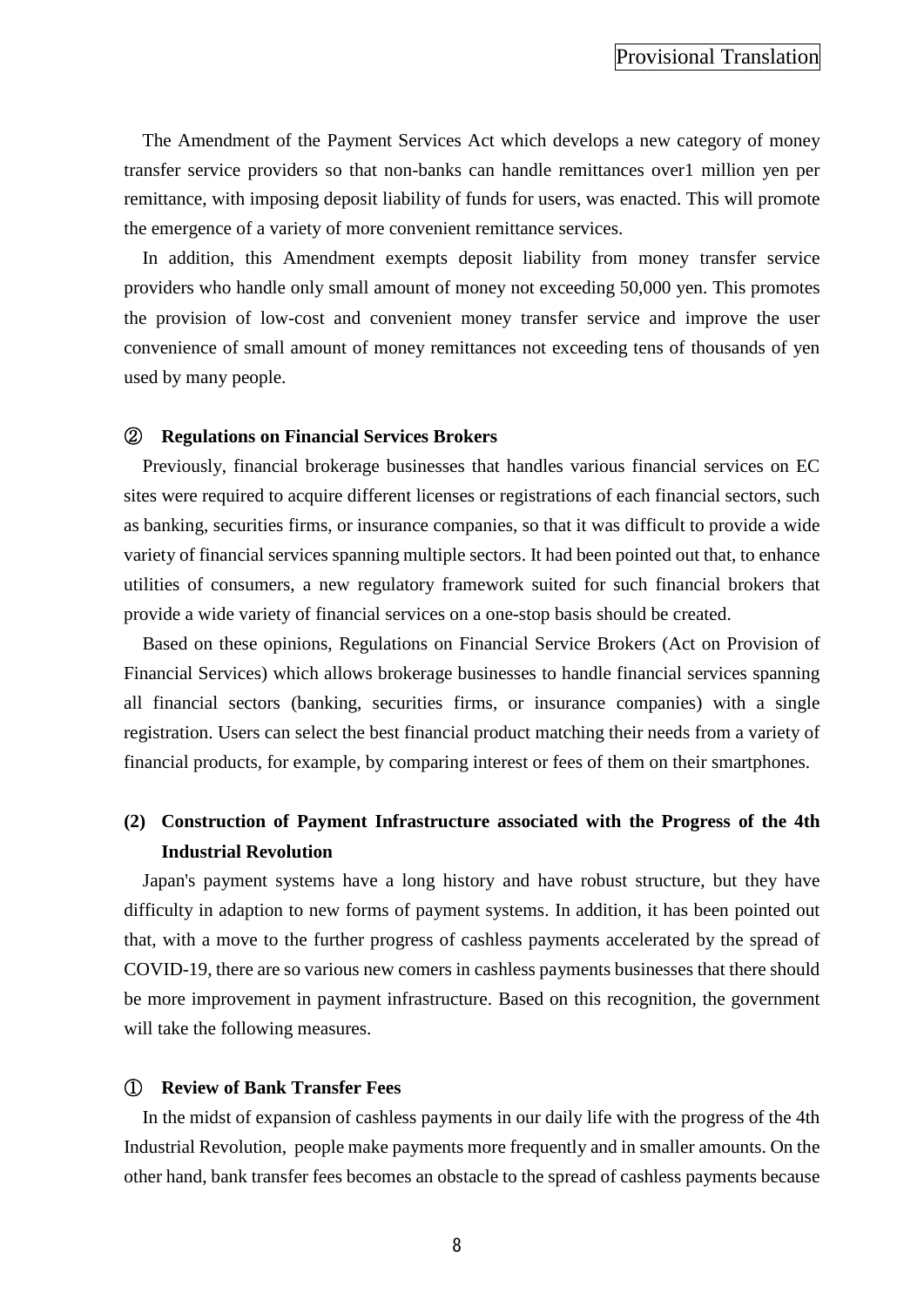The Amendment of the Payment Services Act which develops a new category of money transfer service providers so that non-banks can handle remittances over1 million yen per remittance, with imposing deposit liability of funds for users, was enacted. This will promote the emergence of a variety of more convenient remittance services.

In addition, this Amendment exempts deposit liability from money transfer service providers who handle only small amount of money not exceeding 50,000 yen. This promotes the provision of low-cost and convenient money transfer service and improve the user convenience of small amount of money remittances not exceeding tens of thousands of yen used by many people.

#### ② Regulations on Financial Services Brokers

Previously, financial brokerage businesses that handles various financial services on EC sites were required to acquire different licenses or registrations of each financial sectors, such as banking, securities firms, or insurance companies, so that it was difficult to provide a wide variety of financial services spanning multiple sectors. It had been pointed out that, to enhance utilities of consumers, a new regulatory framework suited for such financial brokers that provide a wide variety of financial services on a one-stop basis should be created.

Based on these opinions, Regulations on Financial Service Brokers (Act on Provision of Financial Services) which allows brokerage businesses to handle financial services spanning all financial sectors (banking, securities firms, or insurance companies) with a single registration. Users can select the best financial product matching their needs from a variety of financial products, for example, by comparing interest or fees of them on their smartphones.

### (2) Construction of Payment Infrastructure associated with the Progress of the 4th Industrial Revolution

Japan's payment systems have a long history and have robust structure, but they have difficulty in adaption to new forms of payment systems. In addition, it has been pointed out that, with a move to the further progress of cashless payments accelerated by the spread of COVID-19, there are so various new comers in cashless payments businesses that there should be more improvement in payment infrastructure. Based on this recognition, the government will take the following measures.

#### ① Review of Bank Transfer Fees

In the midst of expansion of cashless payments in our daily life with the progress of the 4th Industrial Revolution, people make payments more frequently and in smaller amounts. On the other hand, bank transfer fees becomes an obstacle to the spread of cashless payments because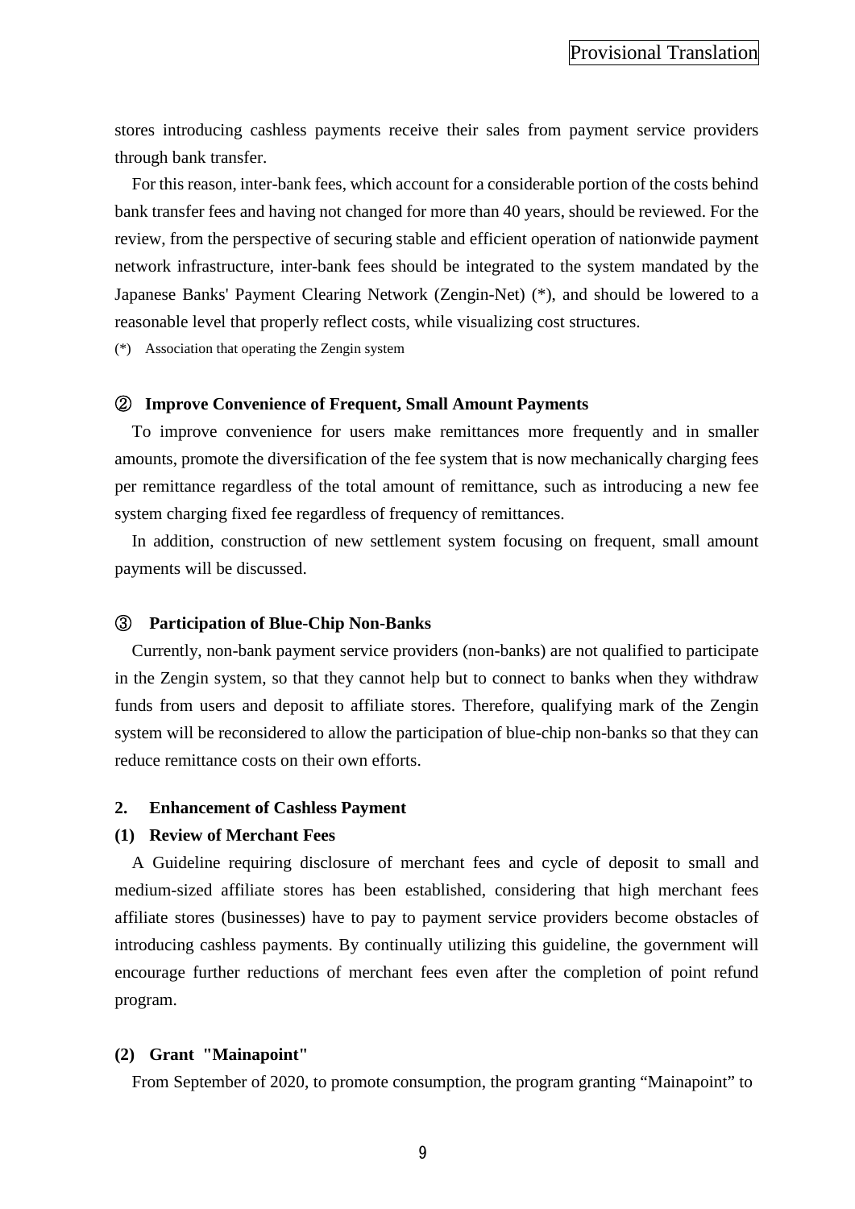stores introducing cashless payments receive their sales from payment service providers through bank transfer.

For this reason, inter-bank fees, which account for a considerable portion of the costs behind bank transfer fees and having not changed for more than 40 years, should be reviewed. For the review, from the perspective of securing stable and efficient operation of nationwide payment network infrastructure, inter-bank fees should be integrated to the system mandated by the Japanese Banks' Payment Clearing Network (Zengin-Net) (*), and should be lowered to a reasonable level that properly reflect costs, while visualizing cost structures.

(*) Association that operating the Zengin system

### ② Improve Convenience of Frequent, Small Amount Payments

To improve convenience for users make remittances more frequently and in smaller amounts, promote the diversification of the fee system that is now mechanically charging fees per remittance regardless of the total amount of remittance, such as introducing a new fee system charging fixed fee regardless of frequency of remittances.

In addition, construction of new settlement system focusing on frequent, small amount payments will be discussed.

### ③ Participation of Blue-Chip Non-Banks

Currently, non-bank payment service providers (non-banks) are not qualified to participate in the Zengin system, so that they cannot help but to connect to banks when they withdraw funds from users and deposit to affiliate stores. Therefore, qualifying mark of the Zengin system will be reconsidered to allow the participation of blue-chip non-banks so that they can reduce remittance costs on their own efforts.

## 2. Enhancement of Cashless Payment

### (1) Review of Merchant Fees

A Guideline requiring disclosure of merchant fees and cycle of deposit to small and medium-sized affiliate stores has been established, considering that high merchant fees affiliate stores (businesses) have to pay to payment service providers become obstacles of introducing cashless payments. By continually utilizing this guideline, the government will encourage further reductions of merchant fees even after the completion of point refund program.

### (2) Grant "Mainapoint"

From September of 2020, to promote consumption, the program granting "Mainapoint" to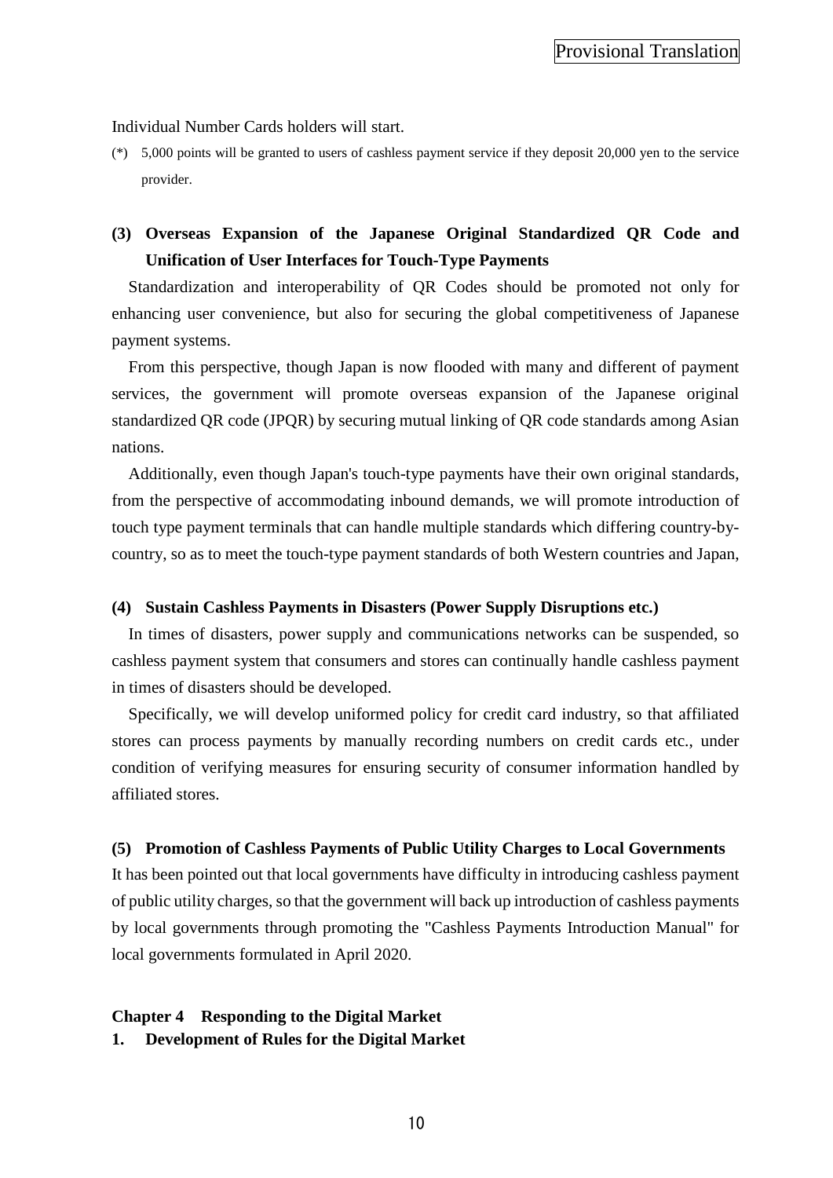Individual Number Cards holders will start.

(*) 5,000 points will be granted to users of cashless payment service if they deposit 20,000 yen to the service provider.

### (3) Overseas Expansion of the Japanese Original Standardized QR Code and Unification of User Interfaces for Touch-Type Payments

Standardization and interoperability of QR Codes should be promoted not only for enhancing user convenience, but also for securing the global competitiveness of Japanese payment systems.

From this perspective, though Japan is now flooded with many and different of payment services, the government will promote overseas expansion of the Japanese original standardized QR code (JPQR) by securing mutual linking of QR code standards among Asian nations.

Additionally, even though Japan's touch-type payments have their own original standards, from the perspective of accommodating inbound demands, we will promote introduction of touch type payment terminals that can handle multiple standards which differing country-by-country, so as to meet the touch-type payment standards of both Western countries and Japan,

### (4) Sustain Cashless Payments in Disasters (Power Supply Disruptions etc.)

In times of disasters, power supply and communications networks can be suspended, so cashless payment system that consumers and stores can continually handle cashless payment in times of disasters should be developed.

Specifically, we will develop uniformed policy for credit card industry, so that affiliated stores can process payments by manually recording numbers on credit cards etc., under condition of verifying measures for ensuring security of consumer information handled by affiliated stores.

### (5) Promotion of Cashless Payments of Public Utility Charges to Local Governments

It has been pointed out that local governments have difficulty in introducing cashless payment of public utility charges, so that the government will back up introduction of cashless payments by local governments through promoting the "Cashless Payments Introduction Manual" for local governments formulated in April 2020.

## Chapter 4 Responding to the Digital Market

### 1. Development of Rules for the Digital Market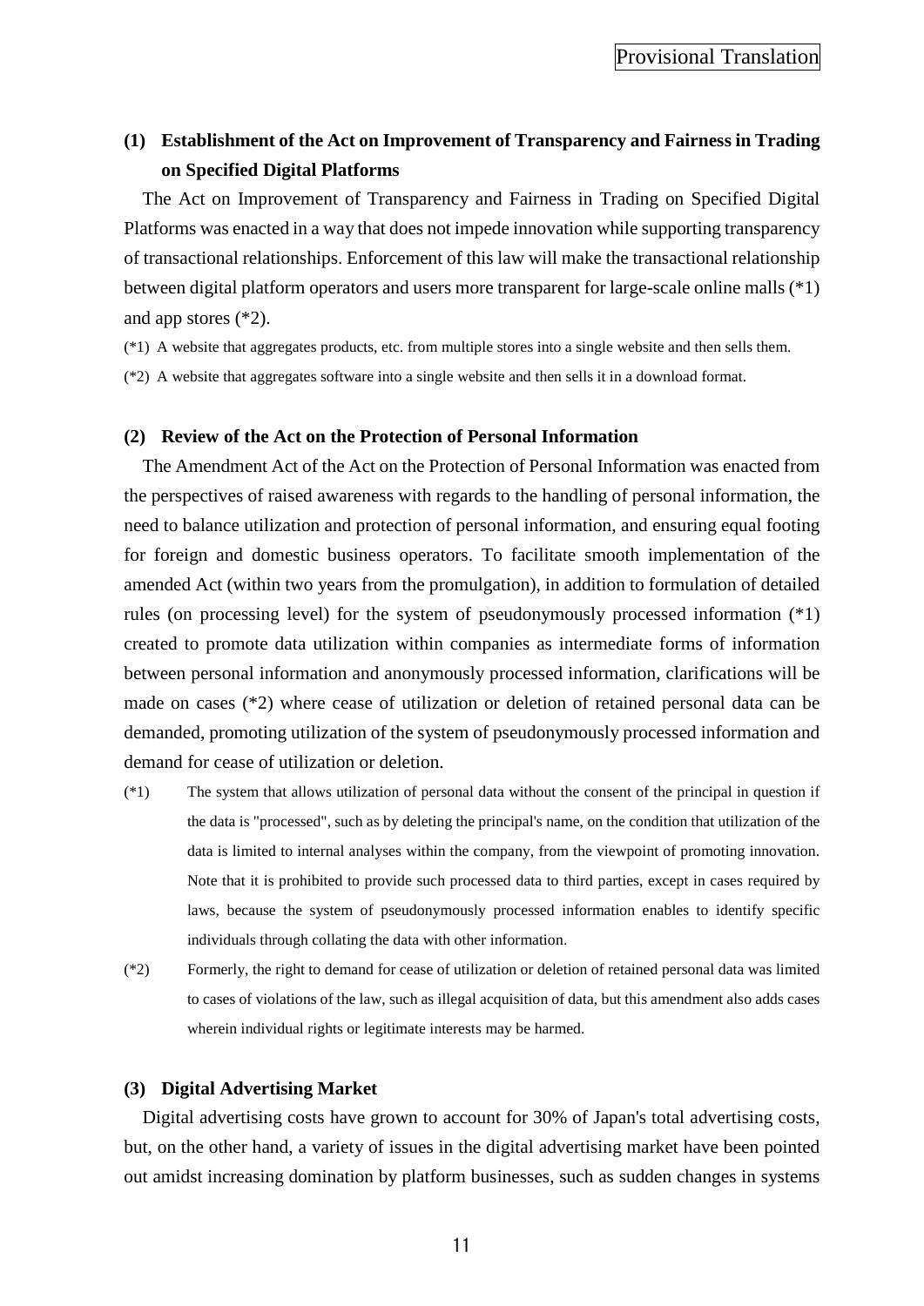### (1) Establishment of the Act on Improvement of Transparency and Fairness in Trading on Specified Digital Platforms

The Act on Improvement of Transparency and Fairness in Trading on Specified Digital Platforms was enacted in a way that does not impede innovation while supporting transparency of transactional relationships. Enforcement of this law will make the transactional relationship between digital platform operators and users more transparent for large-scale online malls (*1) and app stores (*2).

(*1) A website that aggregates products, etc. from multiple stores into a single website and then sells them.

(*2) A website that aggregates software into a single website and then sells it in a download format.

### (2) Review of the Act on the Protection of Personal Information

The Amendment Act of the Act on the Protection of Personal Information was enacted from the perspectives of raised awareness with regards to the handling of personal information, the need to balance utilization and protection of personal information, and ensuring equal footing for foreign and domestic business operators. To facilitate smooth implementation of the amended Act (within two years from the promulgation), in addition to formulation of detailed rules (on processing level) for the system of pseudonymously processed information (*1) created to promote data utilization within companies as intermediate forms of information between personal information and anonymously processed information, clarifications will be made on cases (*2) where cease of utilization or deletion of retained personal data can be demanded, promoting utilization of the system of pseudonymously processed information and demand for cease of utilization or deletion.

(*1) The system that allows utilization of personal data without the consent of the principal in question if the data is "processed", such as by deleting the principal's name, on the condition that utilization of the data is limited to internal analyses within the company, from the viewpoint of promoting innovation. Note that it is prohibited to provide such processed data to third parties, except in cases required by laws, because the system of pseudonymously processed information enables to identify specific individuals through collating the data with other information.

(*2) Formerly, the right to demand for cease of utilization or deletion of retained personal data was limited to cases of violations of the law, such as illegal acquisition of data, but this amendment also adds cases wherein individual rights or legitimate interests may be harmed.

### (3) Digital Advertising Market

Digital advertising costs have grown to account for 30% of Japan's total advertising costs, but, on the other hand, a variety of issues in the digital advertising market have been pointed out amidst increasing domination by platform businesses, such as sudden changes in systems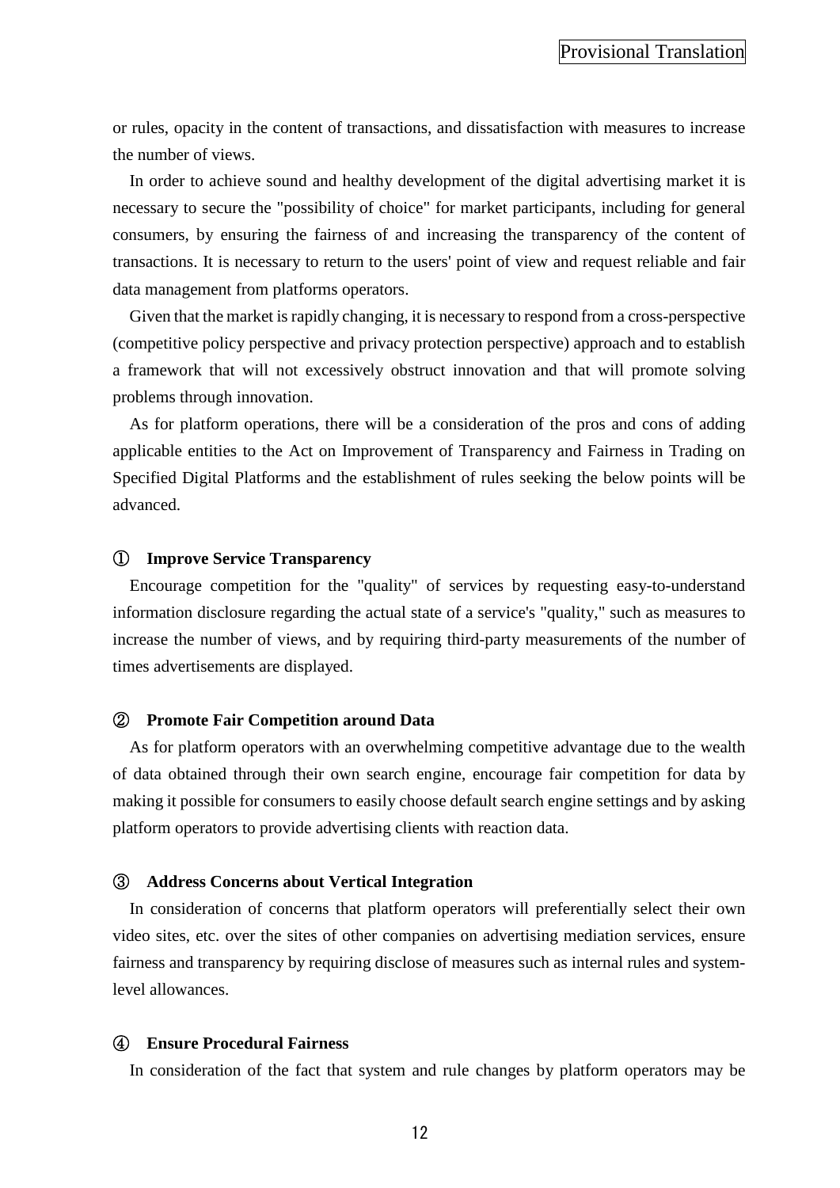or rules, opacity in the content of transactions, and dissatisfaction with measures to increase the number of views.

In order to achieve sound and healthy development of the digital advertising market it is necessary to secure the "possibility of choice" for market participants, including for general consumers, by ensuring the fairness of and increasing the transparency of the content of transactions. It is necessary to return to the users' point of view and request reliable and fair data management from platforms operators.

Given that the market is rapidly changing, it is necessary to respond from a cross-perspective (competitive policy perspective and privacy protection perspective) approach and to establish a framework that will not excessively obstruct innovation and that will promote solving problems through innovation.

As for platform operations, there will be a consideration of the pros and cons of adding applicable entities to the Act on Improvement of Transparency and Fairness in Trading on Specified Digital Platforms and the establishment of rules seeking the below points will be advanced.

**① Improve Service Transparency**

Encourage competition for the "quality" of services by requesting easy-to-understand information disclosure regarding the actual state of a service's "quality," such as measures to increase the number of views, and by requiring third-party measurements of the number of times advertisements are displayed.

**② Promote Fair Competition around Data**

As for platform operators with an overwhelming competitive advantage due to the wealth of data obtained through their own search engine, encourage fair competition for data by making it possible for consumers to easily choose default search engine settings and by asking platform operators to provide advertising clients with reaction data.

**③ Address Concerns about Vertical Integration**

In consideration of concerns that platform operators will preferentially select their own video sites, etc. over the sites of other companies on advertising mediation services, ensure fairness and transparency by requiring disclose of measures such as internal rules and system-level allowances.

**④ Ensure Procedural Fairness**

In consideration of the fact that system and rule changes by platform operators may be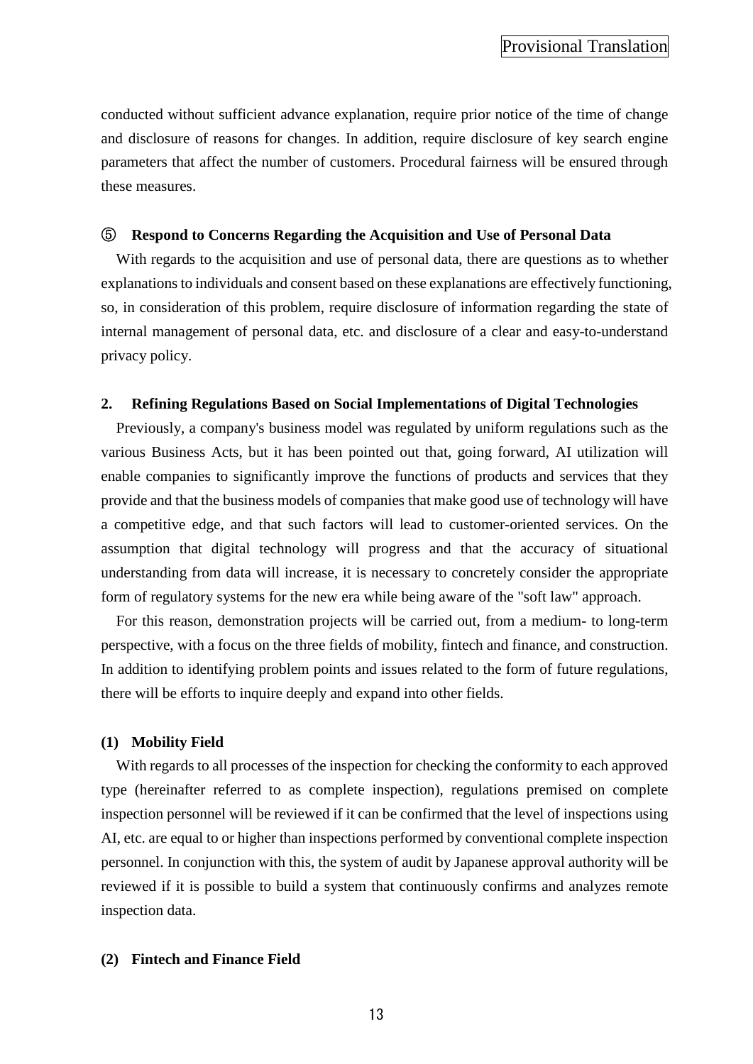conducted without sufficient advance explanation, require prior notice of the time of change and disclosure of reasons for changes. In addition, require disclosure of key search engine parameters that affect the number of customers. Procedural fairness will be ensured through these measures.

### ⑤ Respond to Concerns Regarding the Acquisition and Use of Personal Data

With regards to the acquisition and use of personal data, there are questions as to whether explanations to individuals and consent based on these explanations are effectively functioning, so, in consideration of this problem, require disclosure of information regarding the state of internal management of personal data, etc. and disclosure of a clear and easy-to-understand privacy policy.

## 2. Refining Regulations Based on Social Implementations of Digital Technologies

Previously, a company's business model was regulated by uniform regulations such as the various Business Acts, but it has been pointed out that, going forward, AI utilization will enable companies to significantly improve the functions of products and services that they provide and that the business models of companies that make good use of technology will have a competitive edge, and that such factors will lead to customer-oriented services. On the assumption that digital technology will progress and that the accuracy of situational understanding from data will increase, it is necessary to concretely consider the appropriate form of regulatory systems for the new era while being aware of the "soft law" approach.

For this reason, demonstration projects will be carried out, from a medium- to long-term perspective, with a focus on the three fields of mobility, fintech and finance, and construction. In addition to identifying problem points and issues related to the form of future regulations, there will be efforts to inquire deeply and expand into other fields.

### (1) Mobility Field

With regards to all processes of the inspection for checking the conformity to each approved type (hereinafter referred to as complete inspection), regulations premised on complete inspection personnel will be reviewed if it can be confirmed that the level of inspections using AI, etc. are equal to or higher than inspections performed by conventional complete inspection personnel. In conjunction with this, the system of audit by Japanese approval authority will be reviewed if it is possible to build a system that continuously confirms and analyzes remote inspection data.

### (2) Fintech and Finance Field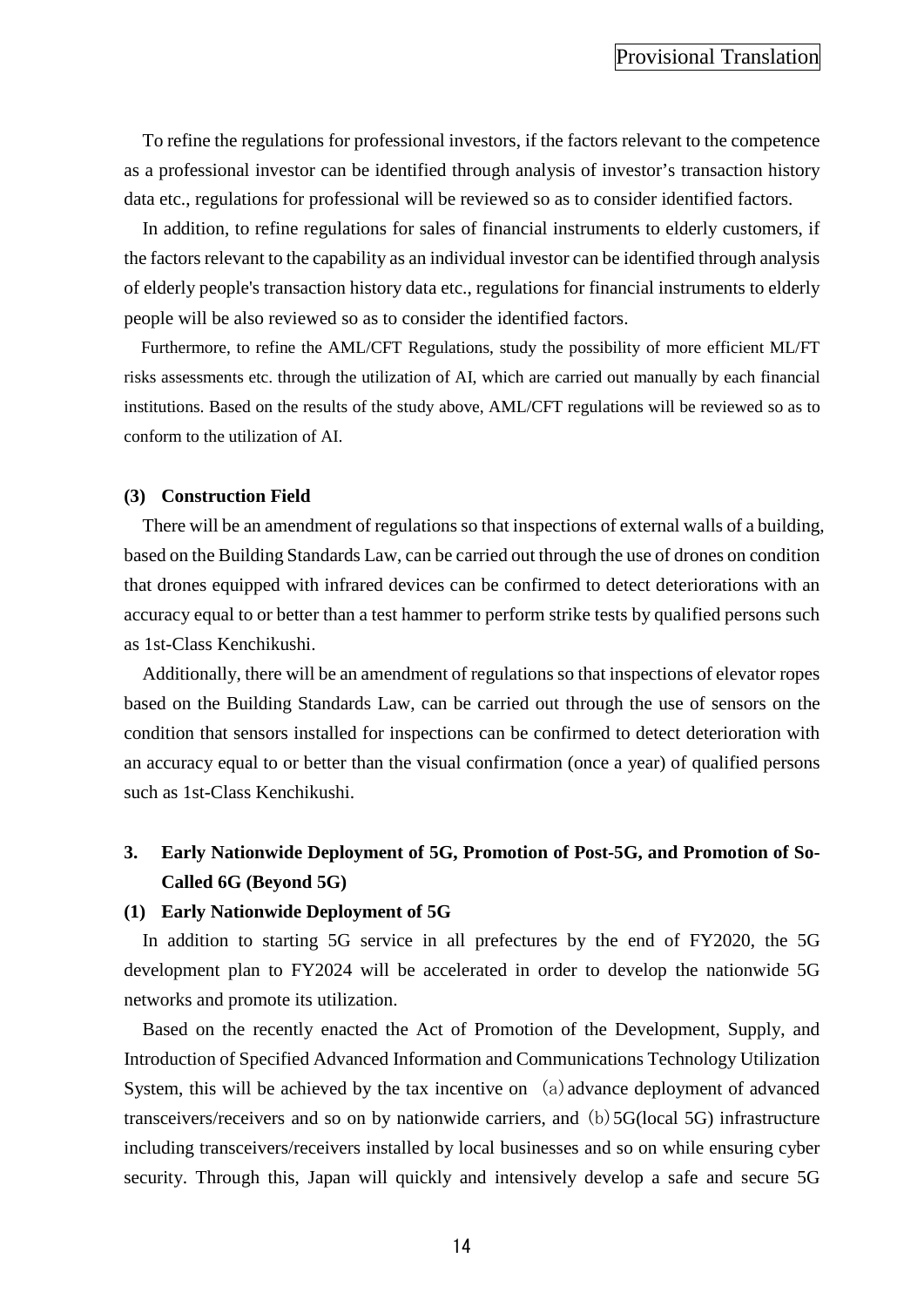To refine the regulations for professional investors, if the factors relevant to the competence as a professional investor can be identified through analysis of investor's transaction history data etc., regulations for professional will be reviewed so as to consider identified factors.

In addition, to refine regulations for sales of financial instruments to elderly customers, if the factors relevant to the capability as an individual investor can be identified through analysis of elderly people's transaction history data etc., regulations for financial instruments to elderly people will be also reviewed so as to consider the identified factors.

Furthermore, to refine the AML/CFT Regulations, study the possibility of more efficient ML/FT risks assessments etc. through the utilization of AI, which are carried out manually by each financial institutions. Based on the results of the study above, AML/CFT regulations will be reviewed so as to conform to the utilization of AI.

### (3) Construction Field

There will be an amendment of regulations so that inspections of external walls of a building, based on the Building Standards Law, can be carried out through the use of drones on condition that drones equipped with infrared devices can be confirmed to detect deteriorations with an accuracy equal to or better than a test hammer to perform strike tests by qualified persons such as 1st-Class Kenchikushi.

Additionally, there will be an amendment of regulations so that inspections of elevator ropes based on the Building Standards Law, can be carried out through the use of sensors on the condition that sensors installed for inspections can be confirmed to detect deterioration with an accuracy equal to or better than the visual confirmation (once a year) of qualified persons such as 1st-Class Kenchikushi.

## 3. Early Nationwide Deployment of 5G, Promotion of Post-5G, and Promotion of So-Called 6G (Beyond 5G)

### (1) Early Nationwide Deployment of 5G

In addition to starting 5G service in all prefectures by the end of FY2020, the 5G development plan to FY2024 will be accelerated in order to develop the nationwide 5G networks and promote its utilization.

Based on the recently enacted the Act of Promotion of the Development, Supply, and Introduction of Specified Advanced Information and Communications Technology Utilization System, this will be achieved by the tax incentive on (a) advance deployment of advanced transceivers/receivers and so on by nationwide carriers, and (b) 5G(local 5G) infrastructure including transceivers/receivers installed by local businesses and so on while ensuring cyber security. Through this, Japan will quickly and intensively develop a safe and secure 5G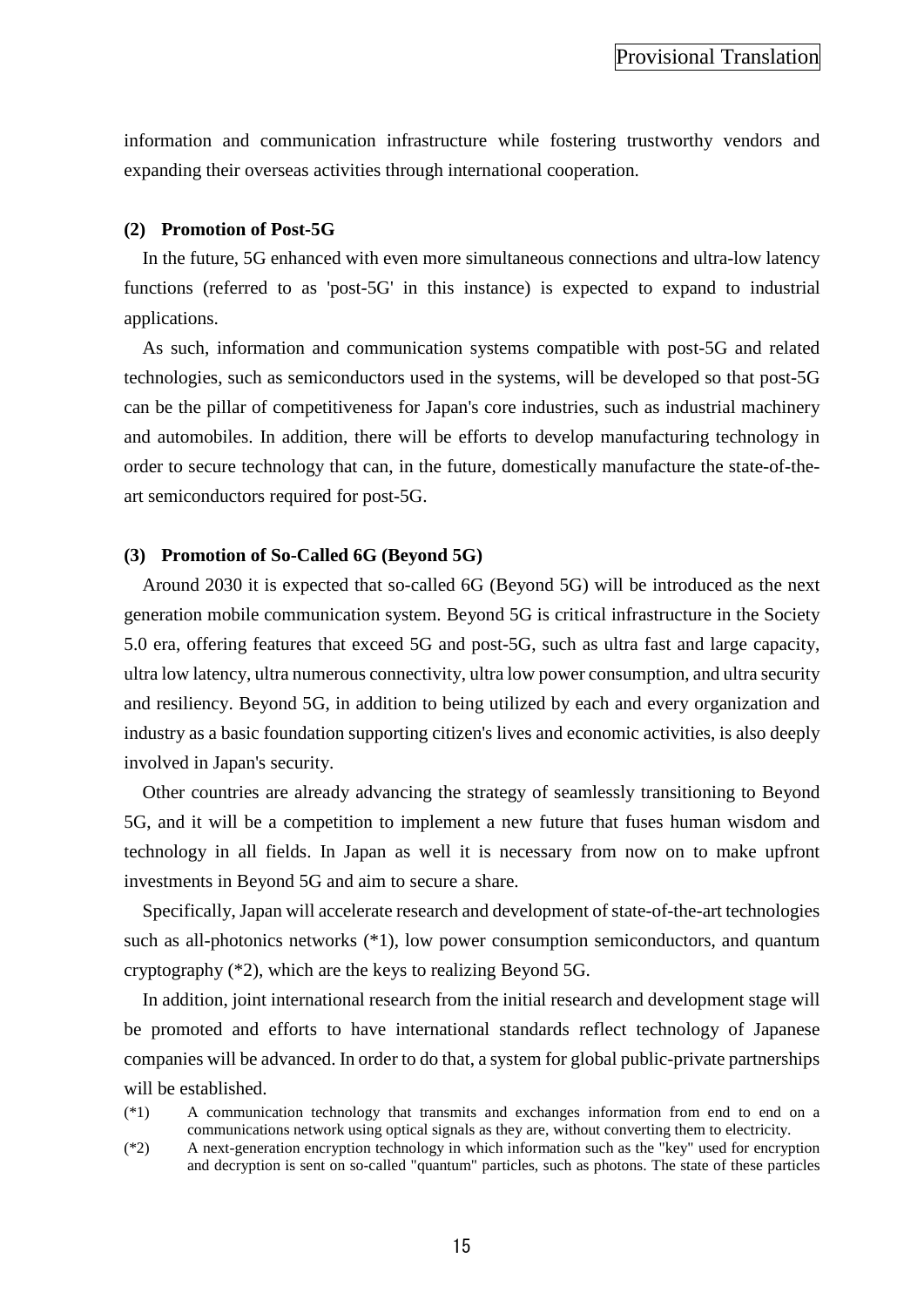information and communication infrastructure while fostering trustworthy vendors and expanding their overseas activities through international cooperation.

### (2) Promotion of Post-5G

In the future, 5G enhanced with even more simultaneous connections and ultra-low latency functions (referred to as 'post-5G' in this instance) is expected to expand to industrial applications.

As such, information and communication systems compatible with post-5G and related technologies, such as semiconductors used in the systems, will be developed so that post-5G can be the pillar of competitiveness for Japan's core industries, such as industrial machinery and automobiles. In addition, there will be efforts to develop manufacturing technology in order to secure technology that can, in the future, domestically manufacture the state-of-the-art semiconductors required for post-5G.

### (3) Promotion of So-Called 6G (Beyond 5G)

Around 2030 it is expected that so-called 6G (Beyond 5G) will be introduced as the next generation mobile communication system. Beyond 5G is critical infrastructure in the Society 5.0 era, offering features that exceed 5G and post-5G, such as ultra fast and large capacity, ultra low latency, ultra numerous connectivity, ultra low power consumption, and ultra security and resiliency. Beyond 5G, in addition to being utilized by each and every organization and industry as a basic foundation supporting citizen's lives and economic activities, is also deeply involved in Japan's security.

Other countries are already advancing the strategy of seamlessly transitioning to Beyond 5G, and it will be a competition to implement a new future that fuses human wisdom and technology in all fields. In Japan as well it is necessary from now on to make upfront investments in Beyond 5G and aim to secure a share.

Specifically, Japan will accelerate research and development of state-of-the-art technologies such as all-photonics networks (*1), low power consumption semiconductors, and quantum cryptography (*2), which are the keys to realizing Beyond 5G.

In addition, joint international research from the initial research and development stage will be promoted and efforts to have international standards reflect technology of Japanese companies will be advanced. In order to do that, a system for global public-private partnerships will be established.

(*1) A communication technology that transmits and exchanges information from end to end on a communications network using optical signals as they are, without converting them to electricity.

(*2) A next-generation encryption technology in which information such as the "key" used for encryption and decryption is sent on so-called "quantum" particles, such as photons. The state of these particles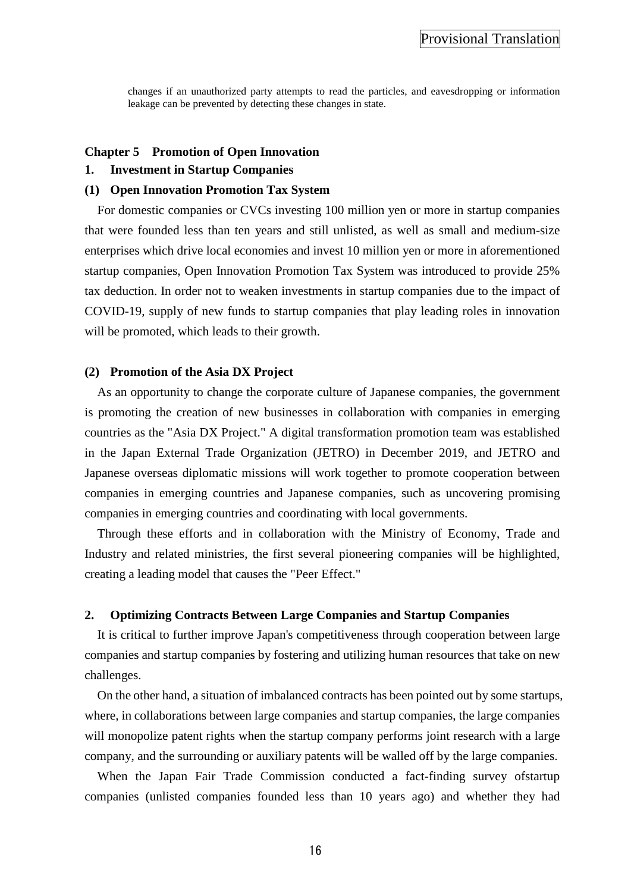changes if an unauthorized party attempts to read the particles, and eavesdropping or information leakage can be prevented by detecting these changes in state.

## Chapter 5　Promotion of Open Innovation

### 1. Investment in Startup Companies

#### (1) Open Innovation Promotion Tax System

For domestic companies or CVCs investing 100 million yen or more in startup companies that were founded less than ten years and still unlisted, as well as small and medium-size enterprises which drive local economies and invest 10 million yen or more in aforementioned startup companies, Open Innovation Promotion Tax System was introduced to provide 25% tax deduction. In order not to weaken investments in startup companies due to the impact of COVID-19, supply of new funds to startup companies that play leading roles in innovation will be promoted, which leads to their growth.

#### (2) Promotion of the Asia DX Project

As an opportunity to change the corporate culture of Japanese companies, the government is promoting the creation of new businesses in collaboration with companies in emerging countries as the "Asia DX Project." A digital transformation promotion team was established in the Japan External Trade Organization (JETRO) in December 2019, and JETRO and Japanese overseas diplomatic missions will work together to promote cooperation between companies in emerging countries and Japanese companies, such as uncovering promising companies in emerging countries and coordinating with local governments.

Through these efforts and in collaboration with the Ministry of Economy, Trade and Industry and related ministries, the first several pioneering companies will be highlighted, creating a leading model that causes the "Peer Effect."

### 2. Optimizing Contracts Between Large Companies and Startup Companies

It is critical to further improve Japan's competitiveness through cooperation between large companies and startup companies by fostering and utilizing human resources that take on new challenges.

On the other hand, a situation of imbalanced contracts has been pointed out by some startups, where, in collaborations between large companies and startup companies, the large companies will monopolize patent rights when the startup company performs joint research with a large company, and the surrounding or auxiliary patents will be walled off by the large companies.

When the Japan Fair Trade Commission conducted a fact-finding survey ofstartup companies (unlisted companies founded less than 10 years ago) and whether they had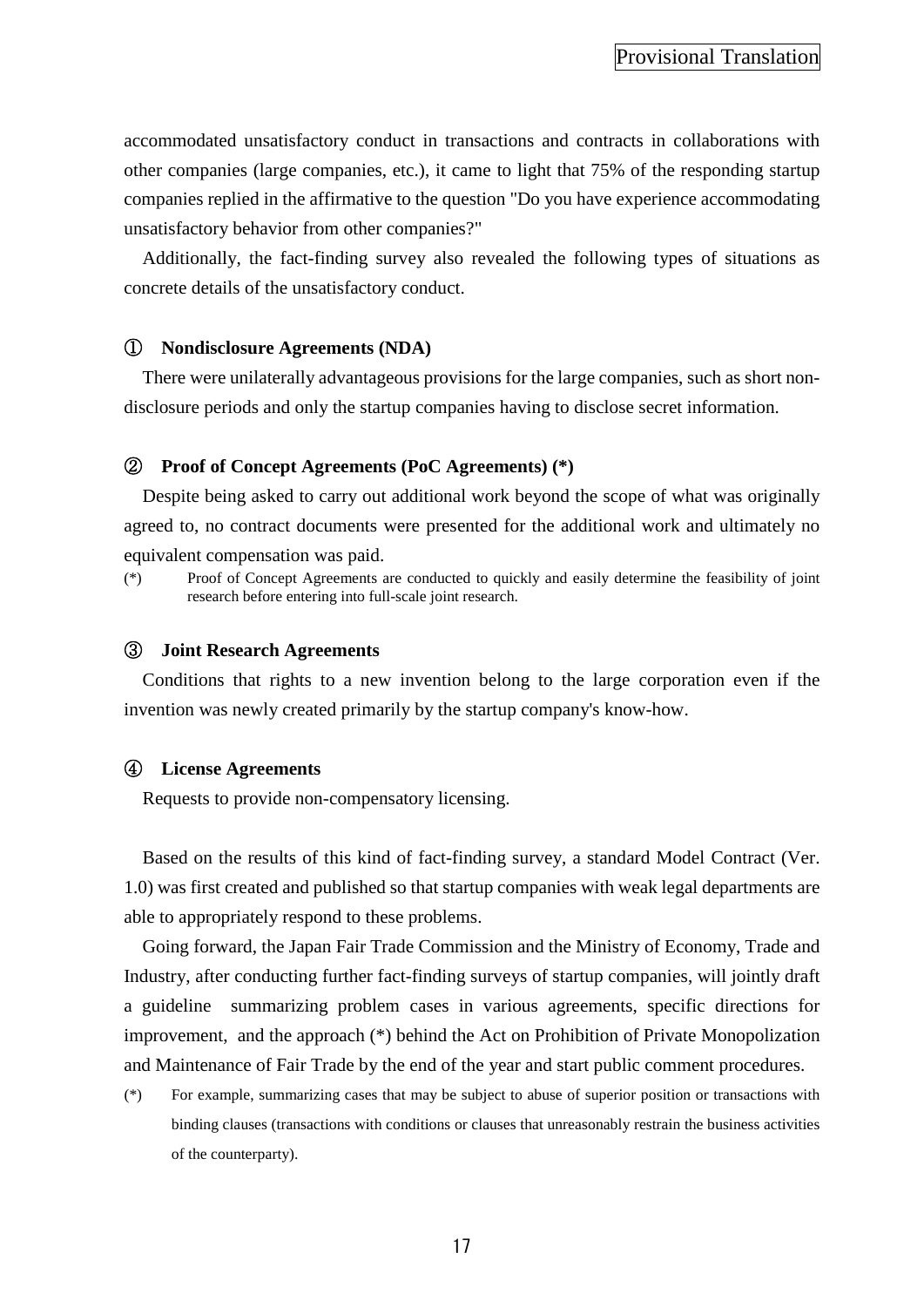accommodated unsatisfactory conduct in transactions and contracts in collaborations with other companies (large companies, etc.), it came to light that 75% of the responding startup companies replied in the affirmative to the question "Do you have experience accommodating unsatisfactory behavior from other companies?"

Additionally, the fact-finding survey also revealed the following types of situations as concrete details of the unsatisfactory conduct.

**① Nondisclosure Agreements (NDA)**

There were unilaterally advantageous provisions for the large companies, such as short non-disclosure periods and only the startup companies having to disclose secret information.

**② Proof of Concept Agreements (PoC Agreements) (*)**

Despite being asked to carry out additional work beyond the scope of what was originally agreed to, no contract documents were presented for the additional work and ultimately no equivalent compensation was paid.

(*) Proof of Concept Agreements are conducted to quickly and easily determine the feasibility of joint research before entering into full-scale joint research.

**③ Joint Research Agreements**

Conditions that rights to a new invention belong to the large corporation even if the invention was newly created primarily by the startup company's know-how.

**④ License Agreements**

Requests to provide non-compensatory licensing.

Based on the results of this kind of fact-finding survey, a standard Model Contract (Ver. 1.0) was first created and published so that startup companies with weak legal departments are able to appropriately respond to these problems.

Going forward, the Japan Fair Trade Commission and the Ministry of Economy, Trade and Industry, after conducting further fact-finding surveys of startup companies, will jointly draft a guideline summarizing problem cases in various agreements, specific directions for improvement, and the approach (*) behind the Act on Prohibition of Private Monopolization and Maintenance of Fair Trade by the end of the year and start public comment procedures.

(*) For example, summarizing cases that may be subject to abuse of superior position or transactions with binding clauses (transactions with conditions or clauses that unreasonably restrain the business activities of the counterparty).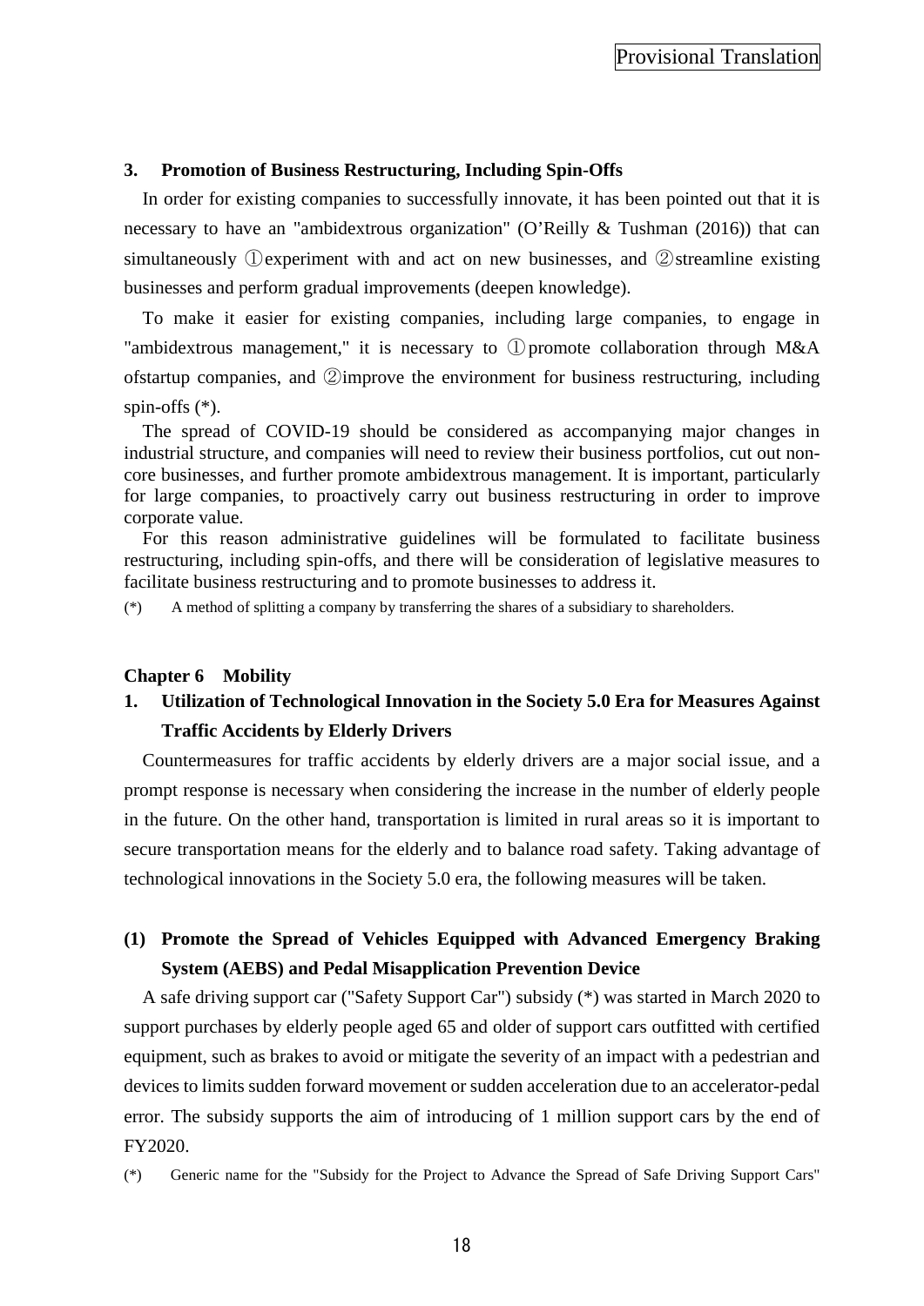### 3. Promotion of Business Restructuring, Including Spin-Offs

In order for existing companies to successfully innovate, it has been pointed out that it is necessary to have an "ambidextrous organization" (O'Reilly & Tushman (2016)) that can simultaneously ①experiment with and act on new businesses, and ②streamline existing businesses and perform gradual improvements (deepen knowledge).

To make it easier for existing companies, including large companies, to engage in "ambidextrous management," it is necessary to ①promote collaboration through M&A ofstartup companies, and ②improve the environment for business restructuring, including spin-offs (*).

The spread of COVID-19 should be considered as accompanying major changes in industrial structure, and companies will need to review their business portfolios, cut out non-core businesses, and further promote ambidextrous management. It is important, particularly for large companies, to proactively carry out business restructuring in order to improve corporate value.

For this reason administrative guidelines will be formulated to facilitate business restructuring, including spin-offs, and there will be consideration of legislative measures to facilitate business restructuring and to promote businesses to address it.

(*) A method of splitting a company by transferring the shares of a subsidiary to shareholders.

## Chapter 6 Mobility

### 1. Utilization of Technological Innovation in the Society 5.0 Era for Measures Against Traffic Accidents by Elderly Drivers

Countermeasures for traffic accidents by elderly drivers are a major social issue, and a prompt response is necessary when considering the increase in the number of elderly people in the future. On the other hand, transportation is limited in rural areas so it is important to secure transportation means for the elderly and to balance road safety. Taking advantage of technological innovations in the Society 5.0 era, the following measures will be taken.

#### (1) Promote the Spread of Vehicles Equipped with Advanced Emergency Braking System (AEBS) and Pedal Misapplication Prevention Device

A safe driving support car ("Safety Support Car") subsidy (*) was started in March 2020 to support purchases by elderly people aged 65 and older of support cars outfitted with certified equipment, such as brakes to avoid or mitigate the severity of an impact with a pedestrian and devices to limits sudden forward movement or sudden acceleration due to an accelerator-pedal error. The subsidy supports the aim of introducing of 1 million support cars by the end of FY2020.

(*) Generic name for the "Subsidy for the Project to Advance the Spread of Safe Driving Support Cars"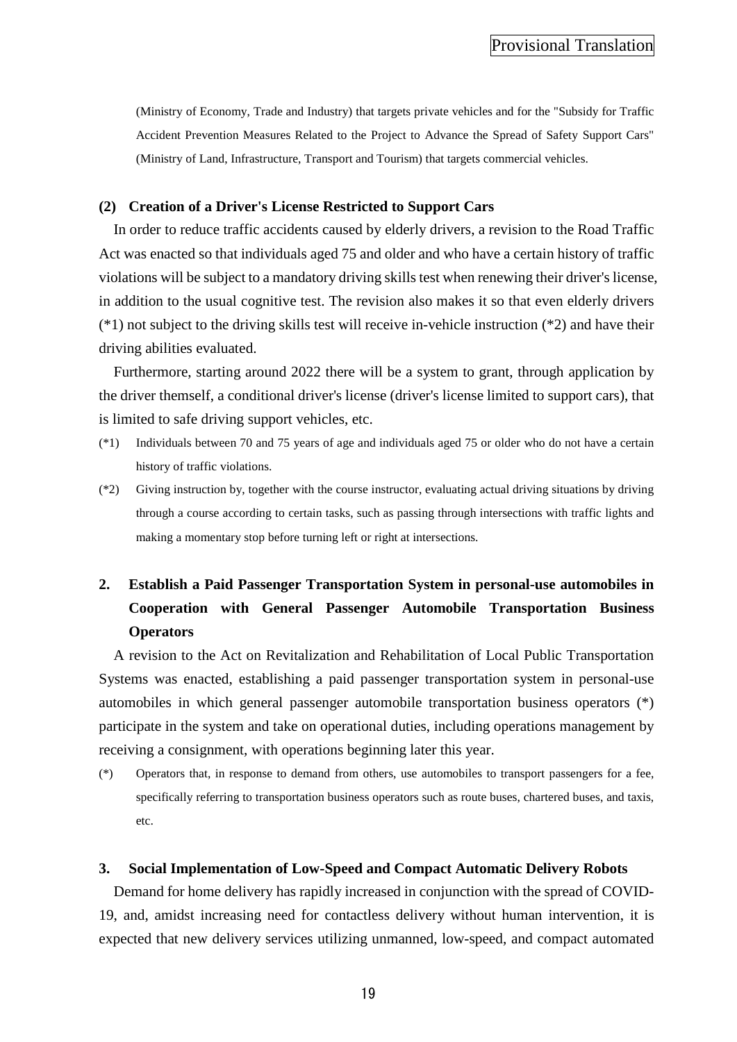(Ministry of Economy, Trade and Industry) that targets private vehicles and for the "Subsidy for Traffic Accident Prevention Measures Related to the Project to Advance the Spread of Safety Support Cars" (Ministry of Land, Infrastructure, Transport and Tourism) that targets commercial vehicles.

### (2) Creation of a Driver's License Restricted to Support Cars

In order to reduce traffic accidents caused by elderly drivers, a revision to the Road Traffic Act was enacted so that individuals aged 75 and older and who have a certain history of traffic violations will be subject to a mandatory driving skills test when renewing their driver's license, in addition to the usual cognitive test. The revision also makes it so that even elderly drivers (*1) not subject to the driving skills test will receive in-vehicle instruction (*2) and have their driving abilities evaluated.

Furthermore, starting around 2022 there will be a system to grant, through application by the driver themself, a conditional driver's license (driver's license limited to support cars), that is limited to safe driving support vehicles, etc.

(*1) Individuals between 70 and 75 years of age and individuals aged 75 or older who do not have a certain history of traffic violations.

(*2) Giving instruction by, together with the course instructor, evaluating actual driving situations by driving through a course according to certain tasks, such as passing through intersections with traffic lights and making a momentary stop before turning left or right at intersections.

## 2. Establish a Paid Passenger Transportation System in personal-use automobiles in Cooperation with General Passenger Automobile Transportation Business Operators

A revision to the Act on Revitalization and Rehabilitation of Local Public Transportation Systems was enacted, establishing a paid passenger transportation system in personal-use automobiles in which general passenger automobile transportation business operators (*) participate in the system and take on operational duties, including operations management by receiving a consignment, with operations beginning later this year.

(*) Operators that, in response to demand from others, use automobiles to transport passengers for a fee, specifically referring to transportation business operators such as route buses, chartered buses, and taxis, etc.

## 3. Social Implementation of Low-Speed and Compact Automatic Delivery Robots

Demand for home delivery has rapidly increased in conjunction with the spread of COVID-19, and, amidst increasing need for contactless delivery without human intervention, it is expected that new delivery services utilizing unmanned, low-speed, and compact automated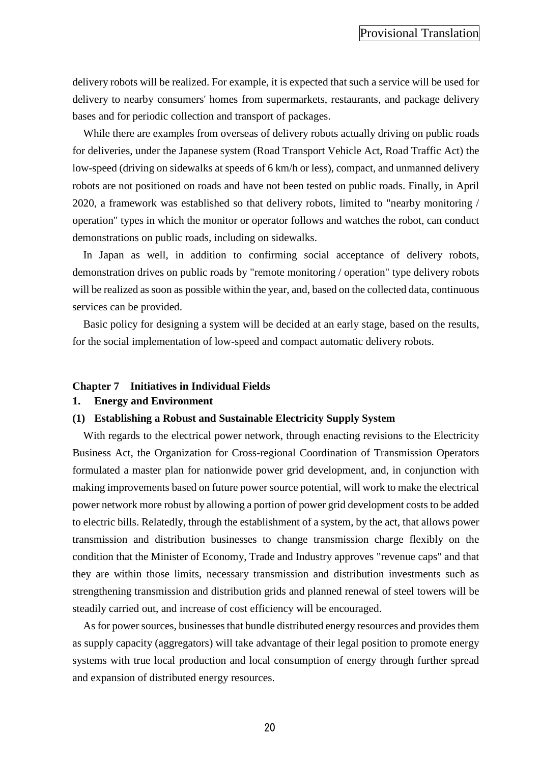delivery robots will be realized. For example, it is expected that such a service will be used for delivery to nearby consumers' homes from supermarkets, restaurants, and package delivery bases and for periodic collection and transport of packages.

While there are examples from overseas of delivery robots actually driving on public roads for deliveries, under the Japanese system (Road Transport Vehicle Act, Road Traffic Act) the low-speed (driving on sidewalks at speeds of 6 km/h or less), compact, and unmanned delivery robots are not positioned on roads and have not been tested on public roads. Finally, in April 2020, a framework was established so that delivery robots, limited to "nearby monitoring / operation" types in which the monitor or operator follows and watches the robot, can conduct demonstrations on public roads, including on sidewalks.

In Japan as well, in addition to confirming social acceptance of delivery robots, demonstration drives on public roads by "remote monitoring / operation" type delivery robots will be realized as soon as possible within the year, and, based on the collected data, continuous services can be provided.

Basic policy for designing a system will be decided at an early stage, based on the results, for the social implementation of low-speed and compact automatic delivery robots.

## Chapter 7 Initiatives in Individual Fields

### 1. Energy and Environment

#### (1) Establishing a Robust and Sustainable Electricity Supply System

With regards to the electrical power network, through enacting revisions to the Electricity Business Act, the Organization for Cross-regional Coordination of Transmission Operators formulated a master plan for nationwide power grid development, and, in conjunction with making improvements based on future power source potential, will work to make the electrical power network more robust by allowing a portion of power grid development costs to be added to electric bills. Relatedly, through the establishment of a system, by the act, that allows power transmission and distribution businesses to change transmission charge flexibly on the condition that the Minister of Economy, Trade and Industry approves "revenue caps" and that they are within those limits, necessary transmission and distribution investments such as strengthening transmission and distribution grids and planned renewal of steel towers will be steadily carried out, and increase of cost efficiency will be encouraged.

As for power sources, businesses that bundle distributed energy resources and provides them as supply capacity (aggregators) will take advantage of their legal position to promote energy systems with true local production and local consumption of energy through further spread and expansion of distributed energy resources.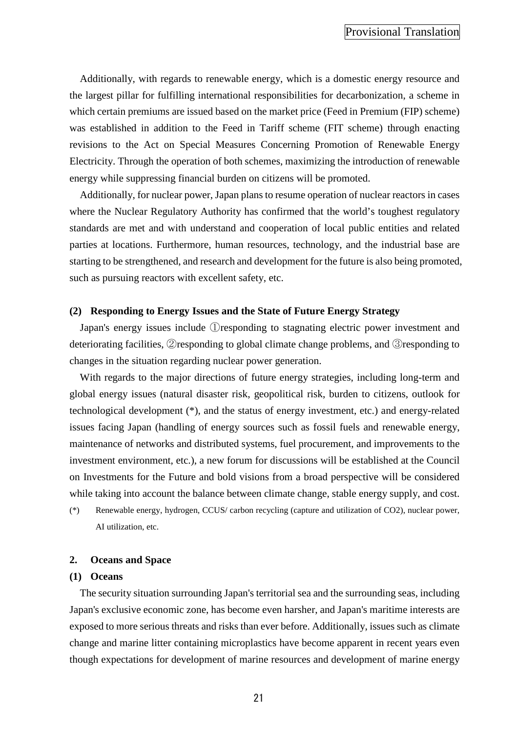Additionally, with regards to renewable energy, which is a domestic energy resource and the largest pillar for fulfilling international responsibilities for decarbonization, a scheme in which certain premiums are issued based on the market price (Feed in Premium (FIP) scheme) was established in addition to the Feed in Tariff scheme (FIT scheme) through enacting revisions to the Act on Special Measures Concerning Promotion of Renewable Energy Electricity. Through the operation of both schemes, maximizing the introduction of renewable energy while suppressing financial burden on citizens will be promoted.

Additionally, for nuclear power, Japan plans to resume operation of nuclear reactors in cases where the Nuclear Regulatory Authority has confirmed that the world's toughest regulatory standards are met and with understand and cooperation of local public entities and related parties at locations. Furthermore, human resources, technology, and the industrial base are starting to be strengthened, and research and development for the future is also being promoted, such as pursuing reactors with excellent safety, etc.

**(2) Responding to Energy Issues and the State of Future Energy Strategy**

Japan's energy issues include ①responding to stagnating electric power investment and deteriorating facilities, ②responding to global climate change problems, and ③responding to changes in the situation regarding nuclear power generation.

With regards to the major directions of future energy strategies, including long-term and global energy issues (natural disaster risk, geopolitical risk, burden to citizens, outlook for technological development (*), and the status of energy investment, etc.) and energy-related issues facing Japan (handling of energy sources such as fossil fuels and renewable energy, maintenance of networks and distributed systems, fuel procurement, and improvements to the investment environment, etc.), a new forum for discussions will be established at the Council on Investments for the Future and bold visions from a broad perspective will be considered while taking into account the balance between climate change, stable energy supply, and cost.

(*) Renewable energy, hydrogen, CCUS/ carbon recycling (capture and utilization of $CO_2$), nuclear power, AI utilization, etc.

## 2. Oceans and Space

### (1) Oceans

The security situation surrounding Japan's territorial sea and the surrounding seas, including Japan's exclusive economic zone, has become even harsher, and Japan's maritime interests are exposed to more serious threats and risks than ever before. Additionally, issues such as climate change and marine litter containing microplastics have become apparent in recent years even though expectations for development of marine resources and development of marine energy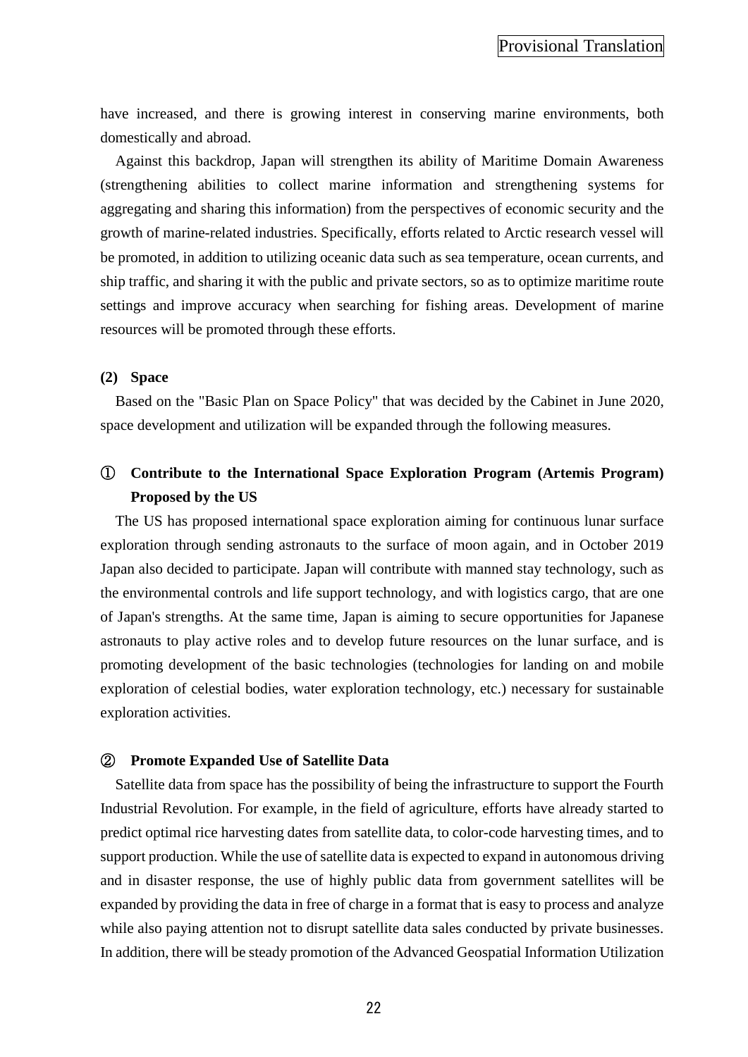have increased, and there is growing interest in conserving marine environments, both domestically and abroad.

Against this backdrop, Japan will strengthen its ability of Maritime Domain Awareness (strengthening abilities to collect marine information and strengthening systems for aggregating and sharing this information) from the perspectives of economic security and the growth of marine-related industries. Specifically, efforts related to Arctic research vessel will be promoted, in addition to utilizing oceanic data such as sea temperature, ocean currents, and ship traffic, and sharing it with the public and private sectors, so as to optimize maritime route settings and improve accuracy when searching for fishing areas. Development of marine resources will be promoted through these efforts.

### (2) Space

Based on the "Basic Plan on Space Policy" that was decided by the Cabinet in June 2020, space development and utilization will be expanded through the following measures.

#### ① Contribute to the International Space Exploration Program (Artemis Program) Proposed by the US

The US has proposed international space exploration aiming for continuous lunar surface exploration through sending astronauts to the surface of moon again, and in October 2019 Japan also decided to participate. Japan will contribute with manned stay technology, such as the environmental controls and life support technology, and with logistics cargo, that are one of Japan's strengths. At the same time, Japan is aiming to secure opportunities for Japanese astronauts to play active roles and to develop future resources on the lunar surface, and is promoting development of the basic technologies (technologies for landing on and mobile exploration of celestial bodies, water exploration technology, etc.) necessary for sustainable exploration activities.

#### ② Promote Expanded Use of Satellite Data

Satellite data from space has the possibility of being the infrastructure to support the Fourth Industrial Revolution. For example, in the field of agriculture, efforts have already started to predict optimal rice harvesting dates from satellite data, to color-code harvesting times, and to support production. While the use of satellite data is expected to expand in autonomous driving and in disaster response, the use of highly public data from government satellites will be expanded by providing the data in free of charge in a format that is easy to process and analyze while also paying attention not to disrupt satellite data sales conducted by private businesses. In addition, there will be steady promotion of the Advanced Geospatial Information Utilization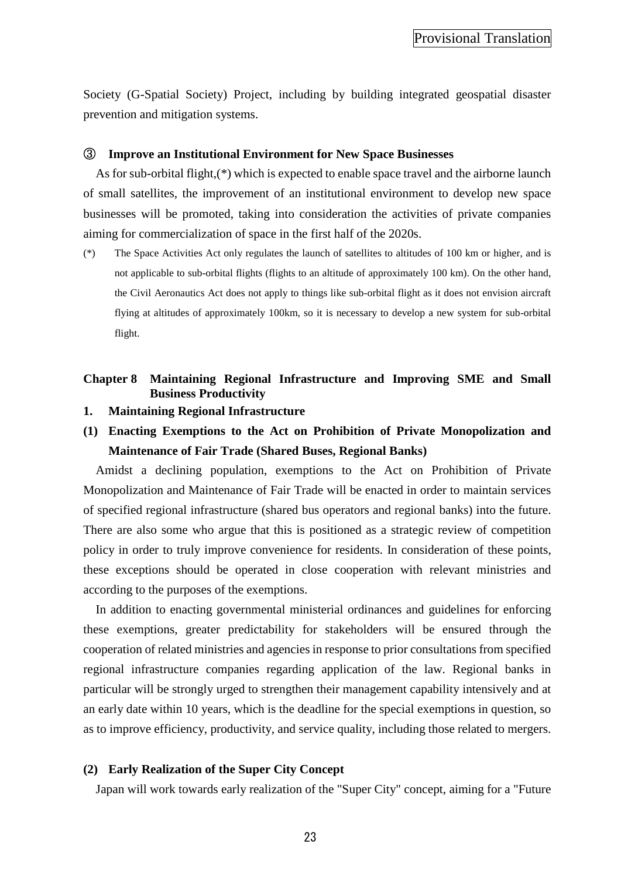Society (G-Spatial Society) Project, including by building integrated geospatial disaster prevention and mitigation systems.

#### ③ Improve an Institutional Environment for New Space Businesses

As for sub-orbital flight,(*) which is expected to enable space travel and the airborne launch of small satellites, the improvement of an institutional environment to develop new space businesses will be promoted, taking into consideration the activities of private companies aiming for commercialization of space in the first half of the 2020s.

(*) The Space Activities Act only regulates the launch of satellites to altitudes of 100 km or higher, and is not applicable to sub-orbital flights (flights to an altitude of approximately 100 km). On the other hand, the Civil Aeronautics Act does not apply to things like sub-orbital flight as it does not envision aircraft flying at altitudes of approximately 100km, so it is necessary to develop a new system for sub-orbital flight.

## Chapter 8 Maintaining Regional Infrastructure and Improving SME and Small Business Productivity

### 1. Maintaining Regional Infrastructure

#### (1) Enacting Exemptions to the Act on Prohibition of Private Monopolization and Maintenance of Fair Trade (Shared Buses, Regional Banks)

Amidst a declining population, exemptions to the Act on Prohibition of Private Monopolization and Maintenance of Fair Trade will be enacted in order to maintain services of specified regional infrastructure (shared bus operators and regional banks) into the future. There are also some who argue that this is positioned as a strategic review of competition policy in order to truly improve convenience for residents. In consideration of these points, these exceptions should be operated in close cooperation with relevant ministries and according to the purposes of the exemptions.

In addition to enacting governmental ministerial ordinances and guidelines for enforcing these exemptions, greater predictability for stakeholders will be ensured through the cooperation of related ministries and agencies in response to prior consultations from specified regional infrastructure companies regarding application of the law. Regional banks in particular will be strongly urged to strengthen their management capability intensively and at an early date within 10 years, which is the deadline for the special exemptions in question, so as to improve efficiency, productivity, and service quality, including those related to mergers.

#### (2) Early Realization of the Super City Concept

Japan will work towards early realization of the "Super City" concept, aiming for a "Future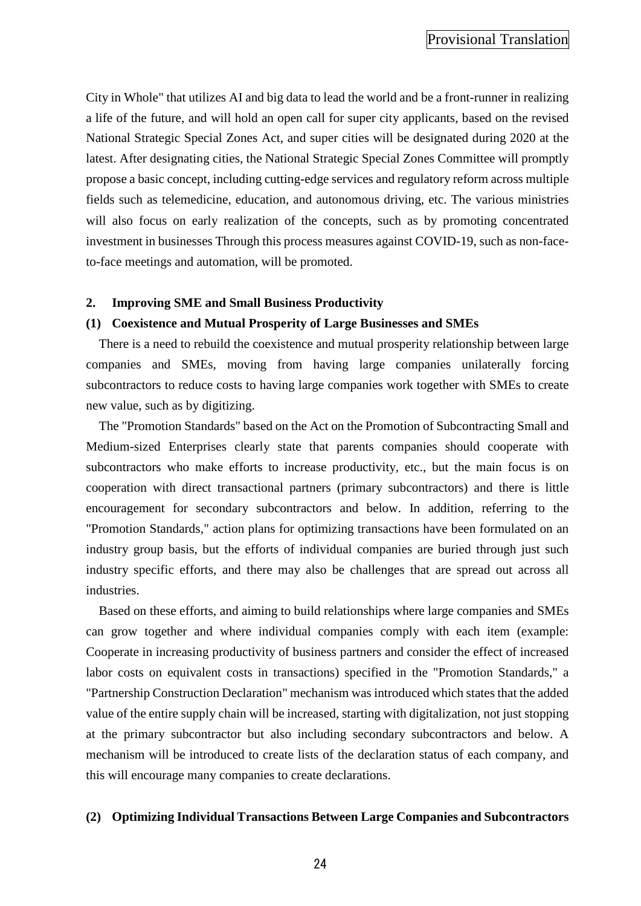City in Whole" that utilizes AI and big data to lead the world and be a front-runner in realizing a life of the future, and will hold an open call for super city applicants, based on the revised National Strategic Special Zones Act, and super cities will be designated during 2020 at the latest. After designating cities, the National Strategic Special Zones Committee will promptly propose a basic concept, including cutting-edge services and regulatory reform across multiple fields such as telemedicine, education, and autonomous driving, etc. The various ministries will also focus on early realization of the concepts, such as by promoting concentrated investment in businesses Through this process measures against COVID-19, such as non-face-to-face meetings and automation, will be promoted.

### 2. Improving SME and Small Business Productivity

#### (1) Coexistence and Mutual Prosperity of Large Businesses and SMEs

There is a need to rebuild the coexistence and mutual prosperity relationship between large companies and SMEs, moving from having large companies unilaterally forcing subcontractors to reduce costs to having large companies work together with SMEs to create new value, such as by digitizing.

The "Promotion Standards" based on the Act on the Promotion of Subcontracting Small and Medium-sized Enterprises clearly state that parents companies should cooperate with subcontractors who make efforts to increase productivity, etc., but the main focus is on cooperation with direct transactional partners (primary subcontractors) and there is little encouragement for secondary subcontractors and below. In addition, referring to the "Promotion Standards," action plans for optimizing transactions have been formulated on an industry group basis, but the efforts of individual companies are buried through just such industry specific efforts, and there may also be challenges that are spread out across all industries.

Based on these efforts, and aiming to build relationships where large companies and SMEs can grow together and where individual companies comply with each item (example: Cooperate in increasing productivity of business partners and consider the effect of increased labor costs on equivalent costs in transactions) specified in the "Promotion Standards," a "Partnership Construction Declaration" mechanism was introduced which states that the added value of the entire supply chain will be increased, starting with digitalization, not just stopping at the primary subcontractor but also including secondary subcontractors and below. A mechanism will be introduced to create lists of the declaration status of each company, and this will encourage many companies to create declarations.

#### (2) Optimizing Individual Transactions Between Large Companies and Subcontractors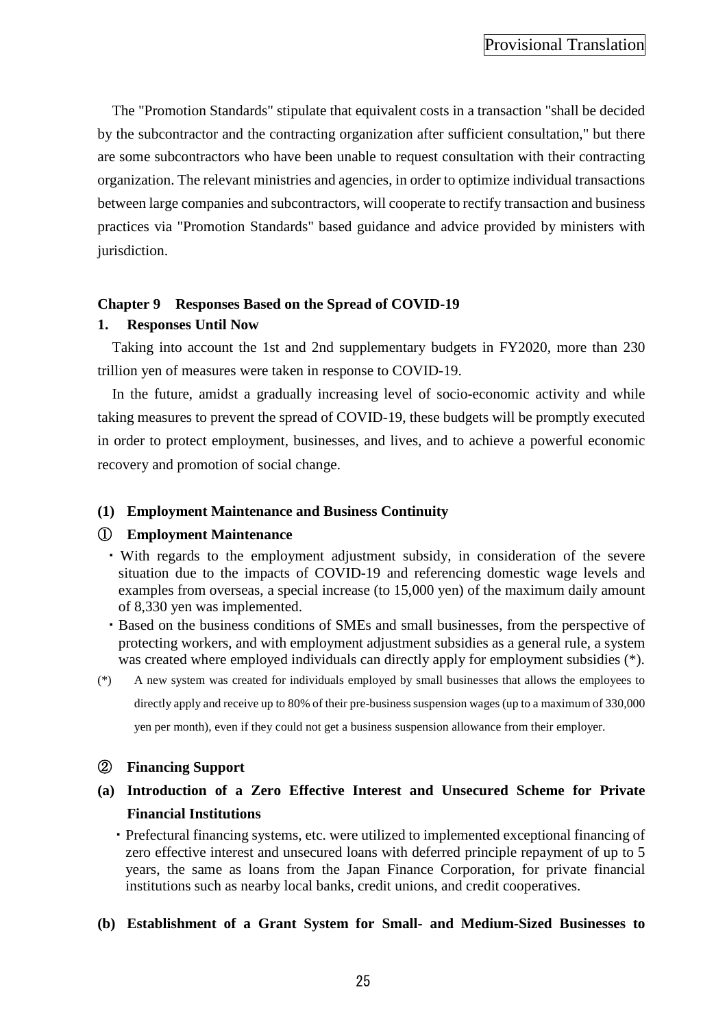The "Promotion Standards" stipulate that equivalent costs in a transaction "shall be decided by the subcontractor and the contracting organization after sufficient consultation," but there are some subcontractors who have been unable to request consultation with their contracting organization. The relevant ministries and agencies, in order to optimize individual transactions between large companies and subcontractors, will cooperate to rectify transaction and business practices via "Promotion Standards" based guidance and advice provided by ministers with jurisdiction.

## Chapter 9　Responses Based on the Spread of COVID-19

### 1.　Responses Until Now

Taking into account the 1st and 2nd supplementary budgets in FY2020, more than 230 trillion yen of measures were taken in response to COVID-19.

In the future, amidst a gradually increasing level of socio-economic activity and while taking measures to prevent the spread of COVID-19, these budgets will be promptly executed in order to protect employment, businesses, and lives, and to achieve a powerful economic recovery and promotion of social change.

#### (1)　Employment Maintenance and Business Continuity

**①　Employment Maintenance**

- With regards to the employment adjustment subsidy, in consideration of the severe situation due to the impacts of COVID-19 and referencing domestic wage levels and examples from overseas, a special increase (to 15,000 yen) of the maximum daily amount of 8,330 yen was implemented.
- Based on the business conditions of SMEs and small businesses, from the perspective of protecting workers, and with employment adjustment subsidies as a general rule, a system was created where employed individuals can directly apply for employment subsidies (*).

(*)　A new system was created for individuals employed by small businesses that allows the employees to directly apply and receive up to 80% of their pre-business suspension wages (up to a maximum of 330,000 yen per month), even if they could not get a business suspension allowance from their employer.

**②　Financing Support**

**(a)　Introduction of a Zero Effective Interest and Unsecured Scheme for Private Financial Institutions**

- Prefectural financing systems, etc. were utilized to implemented exceptional financing of zero effective interest and unsecured loans with deferred principle repayment of up to 5 years, the same as loans from the Japan Finance Corporation, for private financial institutions such as nearby local banks, credit unions, and credit cooperatives.

**(b)　Establishment of a Grant System for Small- and Medium-Sized Businesses to**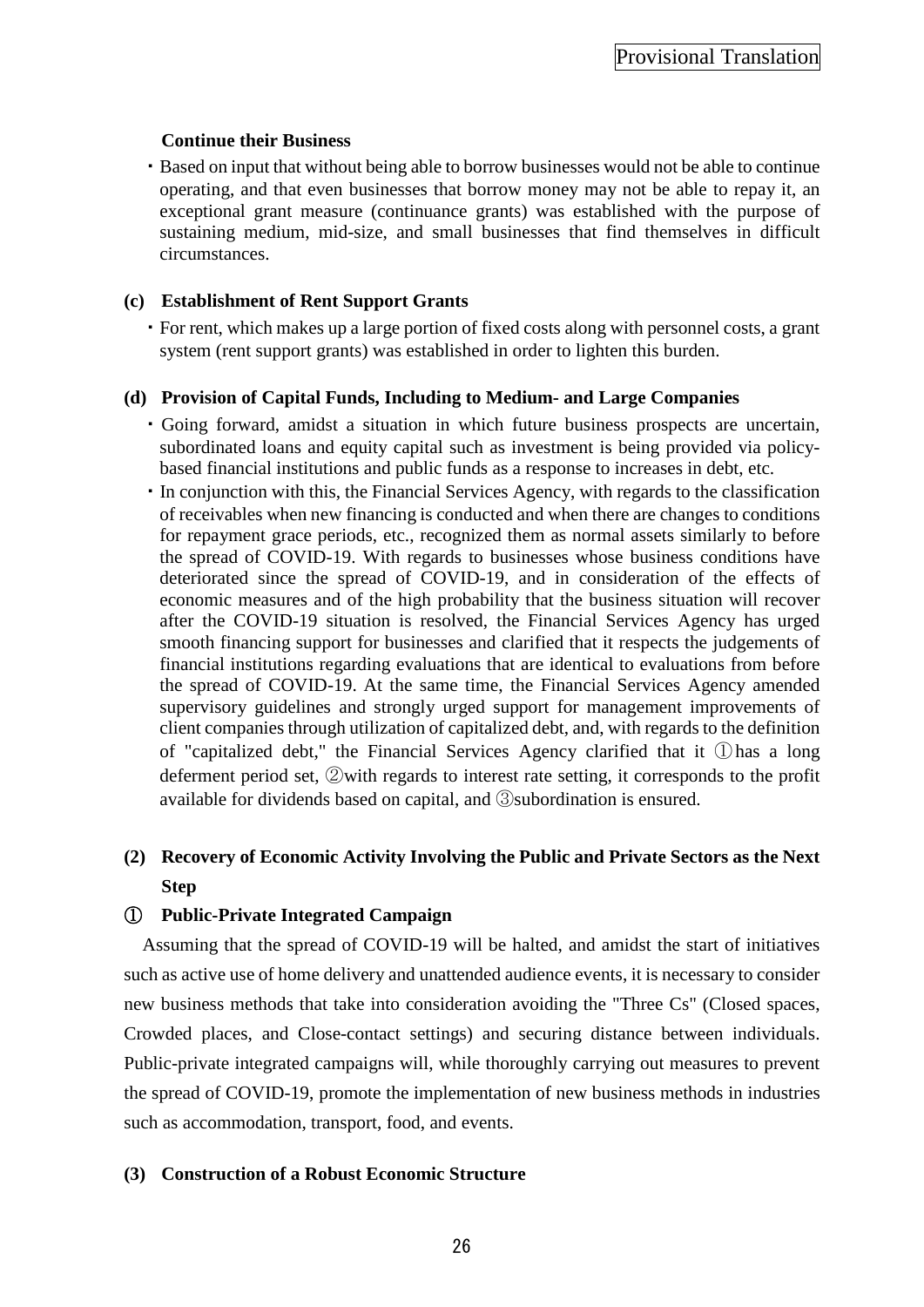**Continue their Business**

- Based on input that without being able to borrow businesses would not be able to continue operating, and that even businesses that borrow money may not be able to repay it, an exceptional grant measure (continuance grants) was established with the purpose of sustaining medium, mid-size, and small businesses that find themselves in difficult circumstances.

**(c) Establishment of Rent Support Grants**

- For rent, which makes up a large portion of fixed costs along with personnel costs, a grant system (rent support grants) was established in order to lighten this burden.

**(d) Provision of Capital Funds, Including to Medium- and Large Companies**

- Going forward, amidst a situation in which future business prospects are uncertain, subordinated loans and equity capital such as investment is being provided via policy-based financial institutions and public funds as a response to increases in debt, etc.
- In conjunction with this, the Financial Services Agency, with regards to the classification of receivables when new financing is conducted and when there are changes to conditions for repayment grace periods, etc., recognized them as normal assets similarly to before the spread of COVID-19. With regards to businesses whose business conditions have deteriorated since the spread of COVID-19, and in consideration of the effects of economic measures and of the high probability that the business situation will recover after the COVID-19 situation is resolved, the Financial Services Agency has urged smooth financing support for businesses and clarified that it respects the judgements of financial institutions regarding evaluations that are identical to evaluations from before the spread of COVID-19. At the same time, the Financial Services Agency amended supervisory guidelines and strongly urged support for management improvements of client companies through utilization of capitalized debt, and, with regards to the definition of "capitalized debt," the Financial Services Agency clarified that it ①has a long deferment period set, ②with regards to interest rate setting, it corresponds to the profit available for dividends based on capital, and ③subordination is ensured.

## (2) Recovery of Economic Activity Involving the Public and Private Sectors as the Next Step

### ① Public-Private Integrated Campaign

Assuming that the spread of COVID-19 will be halted, and amidst the start of initiatives such as active use of home delivery and unattended audience events, it is necessary to consider new business methods that take into consideration avoiding the "Three Cs" (Closed spaces, Crowded places, and Close-contact settings) and securing distance between individuals. Public-private integrated campaigns will, while thoroughly carrying out measures to prevent the spread of COVID-19, promote the implementation of new business methods in industries such as accommodation, transport, food, and events.

## (3) Construction of a Robust Economic Structure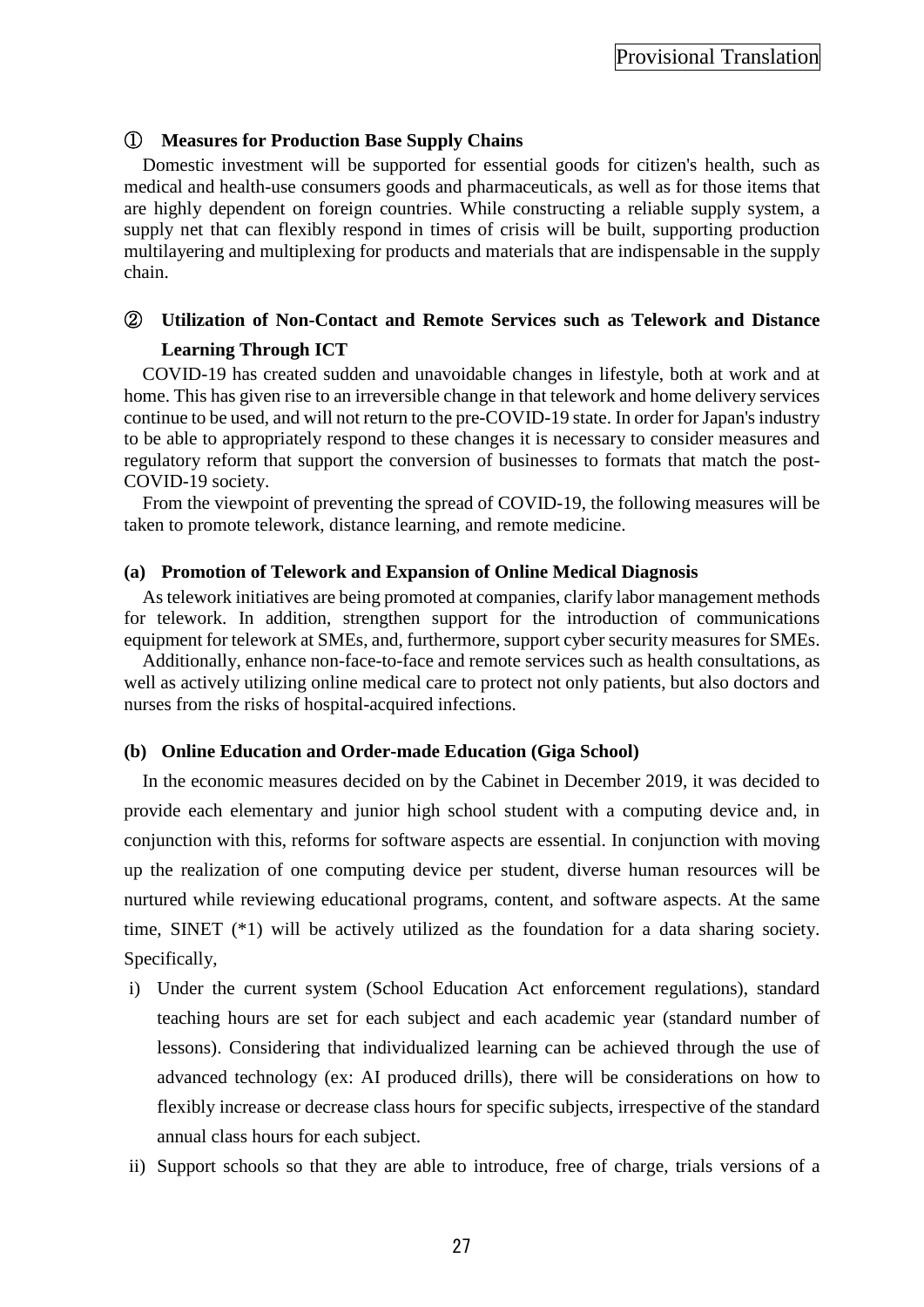### ① Measures for Production Base Supply Chains

Domestic investment will be supported for essential goods for citizen's health, such as medical and health-use consumers goods and pharmaceuticals, as well as for those items that are highly dependent on foreign countries. While constructing a reliable supply system, a supply net that can flexibly respond in times of crisis will be built, supporting production multilayering and multiplexing for products and materials that are indispensable in the supply chain.

### ② Utilization of Non-Contact and Remote Services such as Telework and Distance Learning Through ICT

COVID-19 has created sudden and unavoidable changes in lifestyle, both at work and at home. This has given rise to an irreversible change in that telework and home delivery services continue to be used, and will not return to the pre-COVID-19 state. In order for Japan's industry to be able to appropriately respond to these changes it is necessary to consider measures and regulatory reform that support the conversion of businesses to formats that match the post-COVID-19 society.

From the viewpoint of preventing the spread of COVID-19, the following measures will be taken to promote telework, distance learning, and remote medicine.

#### (a) Promotion of Telework and Expansion of Online Medical Diagnosis

As telework initiatives are being promoted at companies, clarify labor management methods for telework. In addition, strengthen support for the introduction of communications equipment for telework at SMEs, and, furthermore, support cyber security measures for SMEs.

Additionally, enhance non-face-to-face and remote services such as health consultations, as well as actively utilizing online medical care to protect not only patients, but also doctors and nurses from the risks of hospital-acquired infections.

#### (b) Online Education and Order-made Education (Giga School)

In the economic measures decided on by the Cabinet in December 2019, it was decided to provide each elementary and junior high school student with a computing device and, in conjunction with this, reforms for software aspects are essential. In conjunction with moving up the realization of one computing device per student, diverse human resources will be nurtured while reviewing educational programs, content, and software aspects. At the same time, SINET (*1) will be actively utilized as the foundation for a data sharing society. Specifically,

i) Under the current system (School Education Act enforcement regulations), standard teaching hours are set for each subject and each academic year (standard number of lessons). Considering that individualized learning can be achieved through the use of advanced technology (ex: AI produced drills), there will be considerations on how to flexibly increase or decrease class hours for specific subjects, irrespective of the standard annual class hours for each subject.

ii) Support schools so that they are able to introduce, free of charge, trials versions of a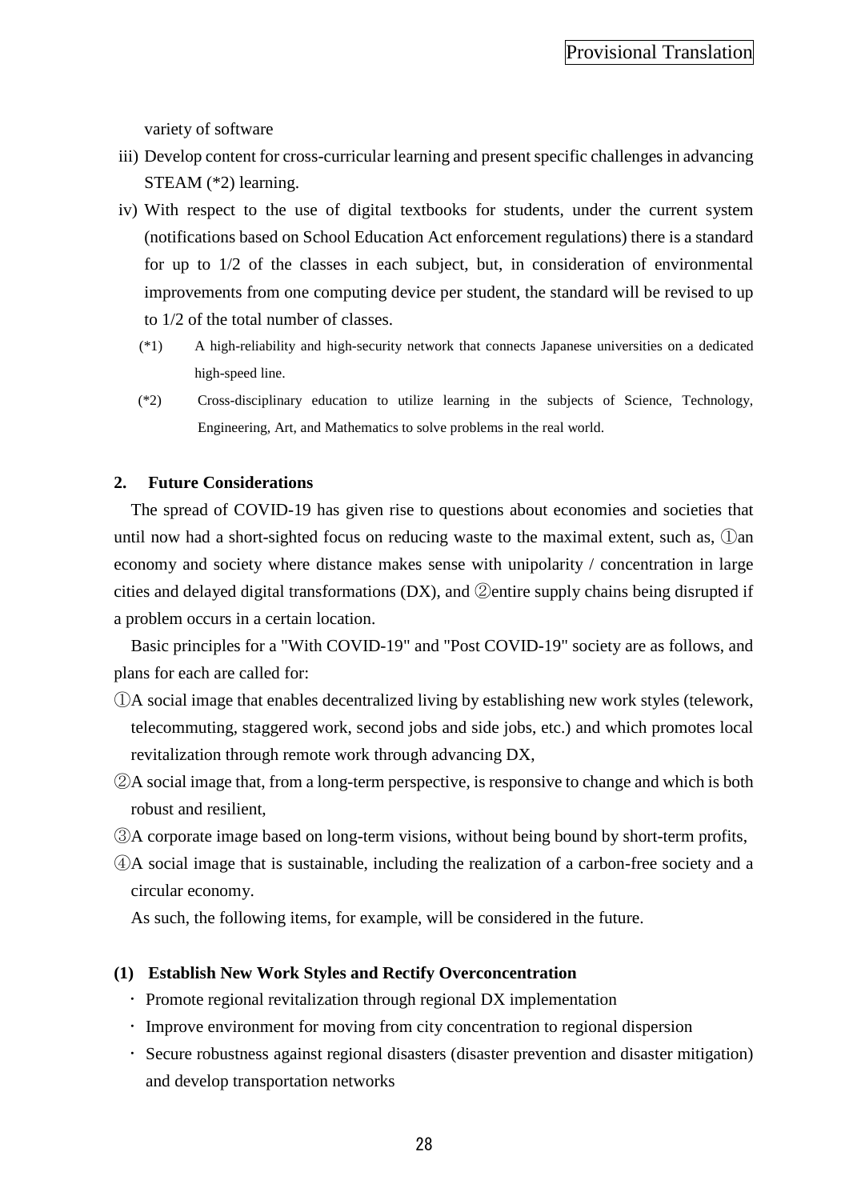variety of software

iii) Develop content for cross-curricular learning and present specific challenges in advancing STEAM (*2) learning.

iv) With respect to the use of digital textbooks for students, under the current system (notifications based on School Education Act enforcement regulations) there is a standard for up to 1/2 of the classes in each subject, but, in consideration of environmental improvements from one computing device per student, the standard will be revised to up to 1/2 of the total number of classes.

(*1) A high-reliability and high-security network that connects Japanese universities on a dedicated high-speed line.

(*2) Cross-disciplinary education to utilize learning in the subjects of Science, Technology, Engineering, Art, and Mathematics to solve problems in the real world.

## 2. Future Considerations

The spread of COVID-19 has given rise to questions about economies and societies that until now had a short-sighted focus on reducing waste to the maximal extent, such as, ①an economy and society where distance makes sense with unipolarity / concentration in large cities and delayed digital transformations (DX), and ②entire supply chains being disrupted if a problem occurs in a certain location.

Basic principles for a "With COVID-19" and "Post COVID-19" society are as follows, and plans for each are called for:

①A social image that enables decentralized living by establishing new work styles (telework, telecommuting, staggered work, second jobs and side jobs, etc.) and which promotes local revitalization through remote work through advancing DX,

②A social image that, from a long-term perspective, is responsive to change and which is both robust and resilient,

③A corporate image based on long-term visions, without being bound by short-term profits,

④A social image that is sustainable, including the realization of a carbon-free society and a circular economy.

As such, the following items, for example, will be considered in the future.

### (1) Establish New Work Styles and Rectify Overconcentration

- Promote regional revitalization through regional DX implementation
- Improve environment for moving from city concentration to regional dispersion
- Secure robustness against regional disasters (disaster prevention and disaster mitigation) and develop transportation networks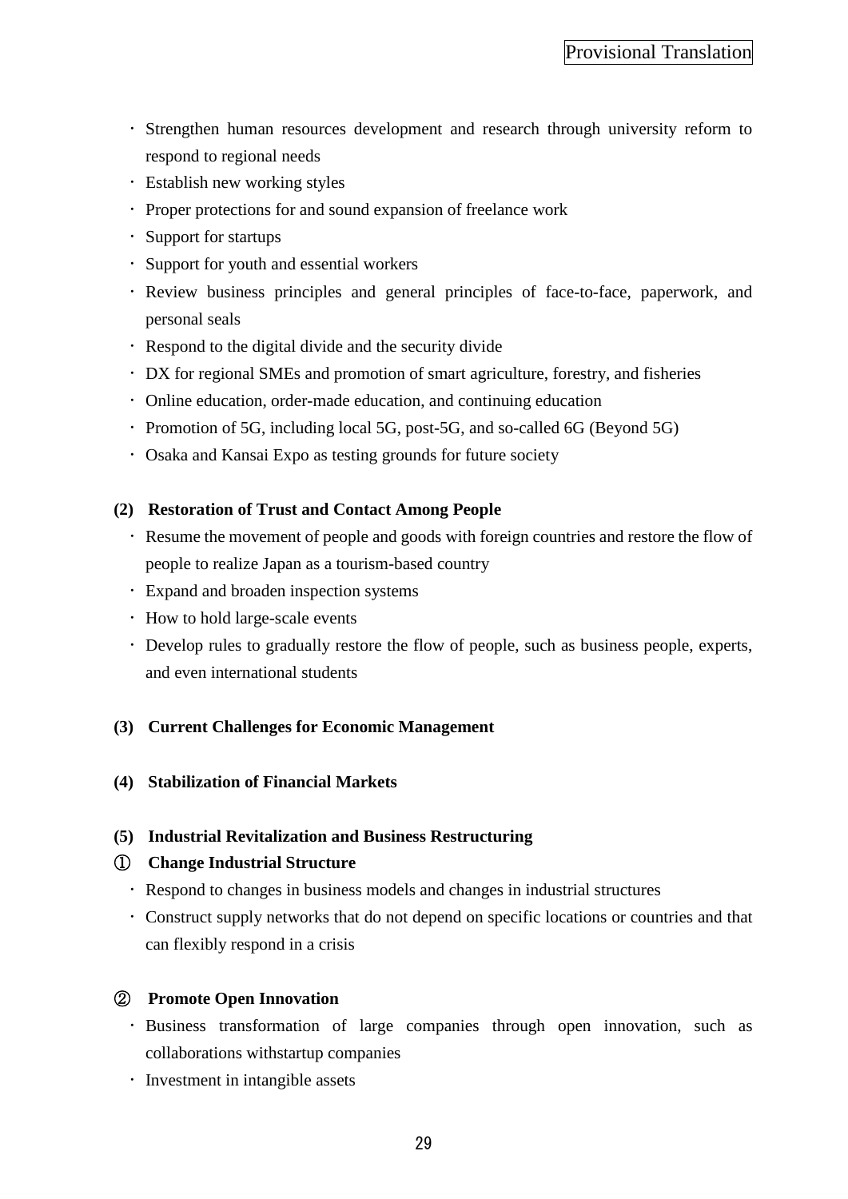- Strengthen human resources development and research through university reform to respond to regional needs
- Establish new working styles
- Proper protections for and sound expansion of freelance work
- Support for startups
- Support for youth and essential workers
- Review business principles and general principles of face-to-face, paperwork, and personal seals
- Respond to the digital divide and the security divide
- DX for regional SMEs and promotion of smart agriculture, forestry, and fisheries
- Online education, order-made education, and continuing education
- Promotion of 5G, including local 5G, post-5G, and so-called 6G (Beyond 5G)
- Osaka and Kansai Expo as testing grounds for future society

**(2) Restoration of Trust and Contact Among People**

- Resume the movement of people and goods with foreign countries and restore the flow of people to realize Japan as a tourism-based country
- Expand and broaden inspection systems
- How to hold large-scale events
- Develop rules to gradually restore the flow of people, such as business people, experts, and even international students

**(3) Current Challenges for Economic Management**

**(4) Stabilization of Financial Markets**

**(5) Industrial Revitalization and Business Restructuring**

**① Change Industrial Structure**

- Respond to changes in business models and changes in industrial structures
- Construct supply networks that do not depend on specific locations or countries and that can flexibly respond in a crisis

**② Promote Open Innovation**

- Business transformation of large companies through open innovation, such as collaborations withstartup companies
- Investment in intangible assets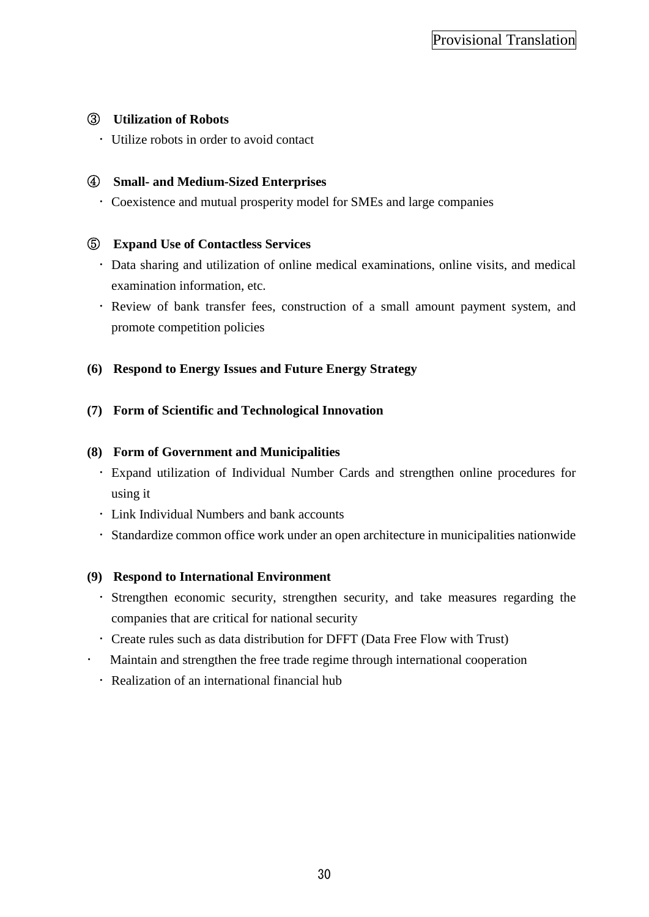③ **Utilization of Robots**

- Utilize robots in order to avoid contact

④ **Small- and Medium-Sized Enterprises**

- Coexistence and mutual prosperity model for SMEs and large companies

⑤ **Expand Use of Contactless Services**

- Data sharing and utilization of online medical examinations, online visits, and medical examination information, etc.
- Review of bank transfer fees, construction of a small amount payment system, and promote competition policies

**(6) Respond to Energy Issues and Future Energy Strategy**

**(7) Form of Scientific and Technological Innovation**

**(8) Form of Government and Municipalities**

- Expand utilization of Individual Number Cards and strengthen online procedures for using it
- Link Individual Numbers and bank accounts
- Standardize common office work under an open architecture in municipalities nationwide

**(9) Respond to International Environment**

- Strengthen economic security, strengthen security, and take measures regarding the companies that are critical for national security
- Create rules such as data distribution for DFFT (Data Free Flow with Trust)
- Maintain and strengthen the free trade regime through international cooperation
- Realization of an international financial hub